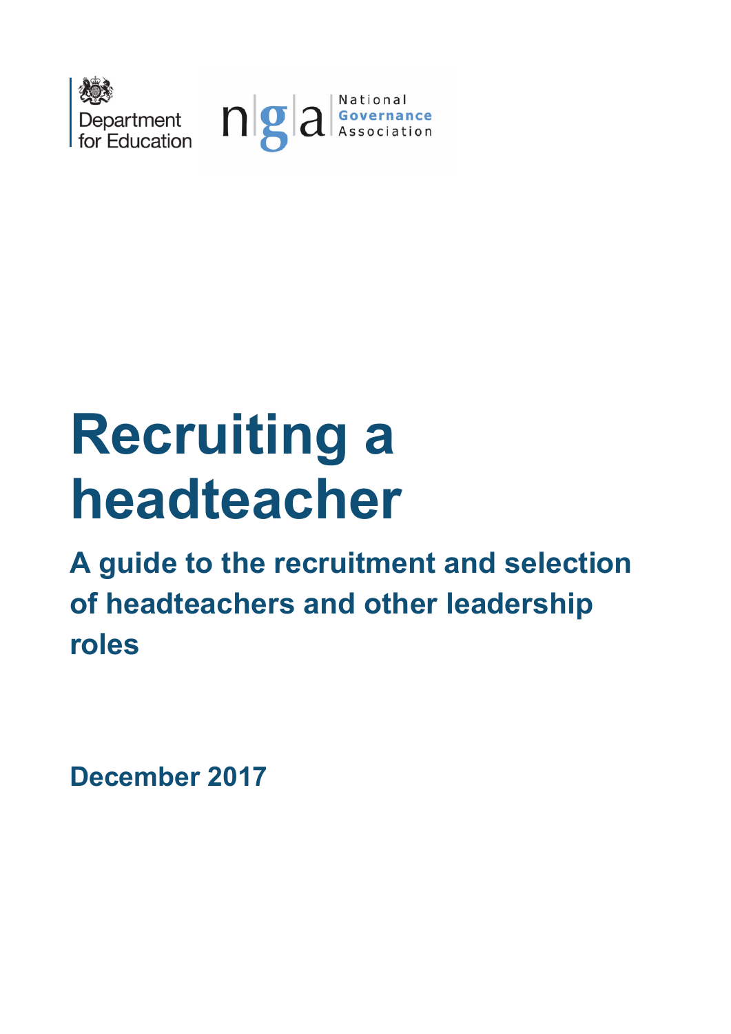Department for Education

National Governance Association

# Recruiting a headteacher

## A guide to the recruitment and selection of headteachers and other leadership roles

**December 2017**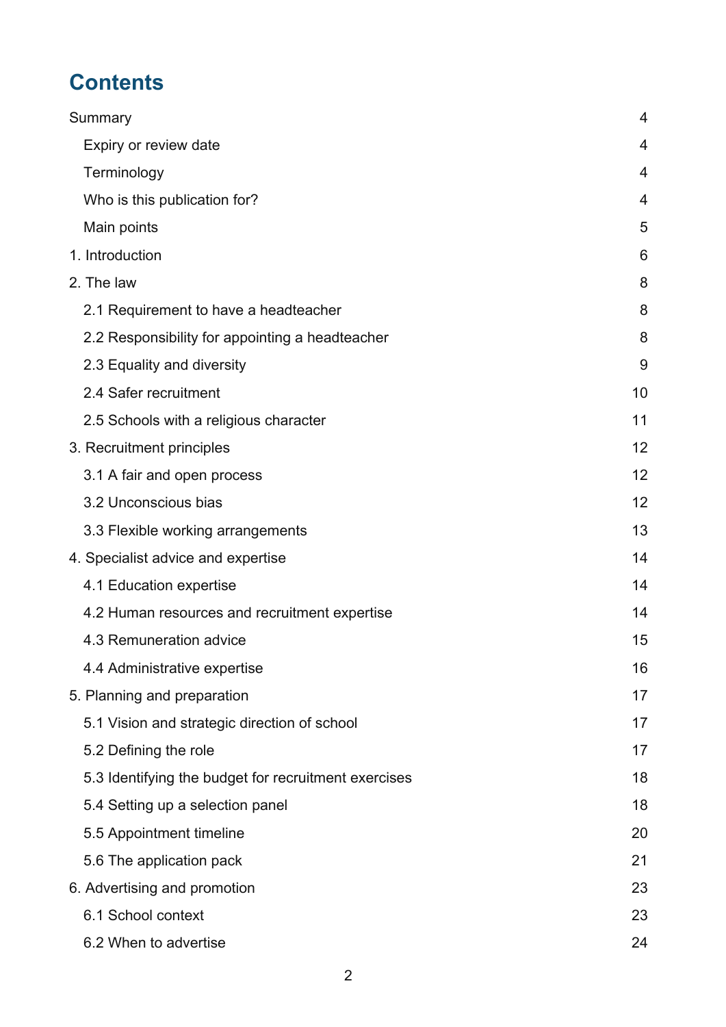# Contents

| | |
|---|---|
| Summary | 4 |
| Expiry or review date | 4 |
| Terminology | 4 |
| Who is this publication for? | 4 |
| Main points | 5 |
| 1. Introduction | 6 |
| 2. The law | 8 |
| 2.1 Requirement to have a headteacher | 8 |
| 2.2 Responsibility for appointing a headteacher | 8 |
| 2.3 Equality and diversity | 9 |
| 2.4 Safer recruitment | 10 |
| 2.5 Schools with a religious character | 11 |
| 3. Recruitment principles | 12 |
| 3.1 A fair and open process | 12 |
| 3.2 Unconscious bias | 12 |
| 3.3 Flexible working arrangements | 13 |
| 4. Specialist advice and expertise | 14 |
| 4.1 Education expertise | 14 |
| 4.2 Human resources and recruitment expertise | 14 |
| 4.3 Remuneration advice | 15 |
| 4.4 Administrative expertise | 16 |
| 5. Planning and preparation | 17 |
| 5.1 Vision and strategic direction of school | 17 |
| 5.2 Defining the role | 17 |
| 5.3 Identifying the budget for recruitment exercises | 18 |
| 5.4 Setting up a selection panel | 18 |
| 5.5 Appointment timeline | 20 |
| 5.6 The application pack | 21 |
| 6. Advertising and promotion | 23 |
| 6.1 School context | 23 |
| 6.2 When to advertise | 24 |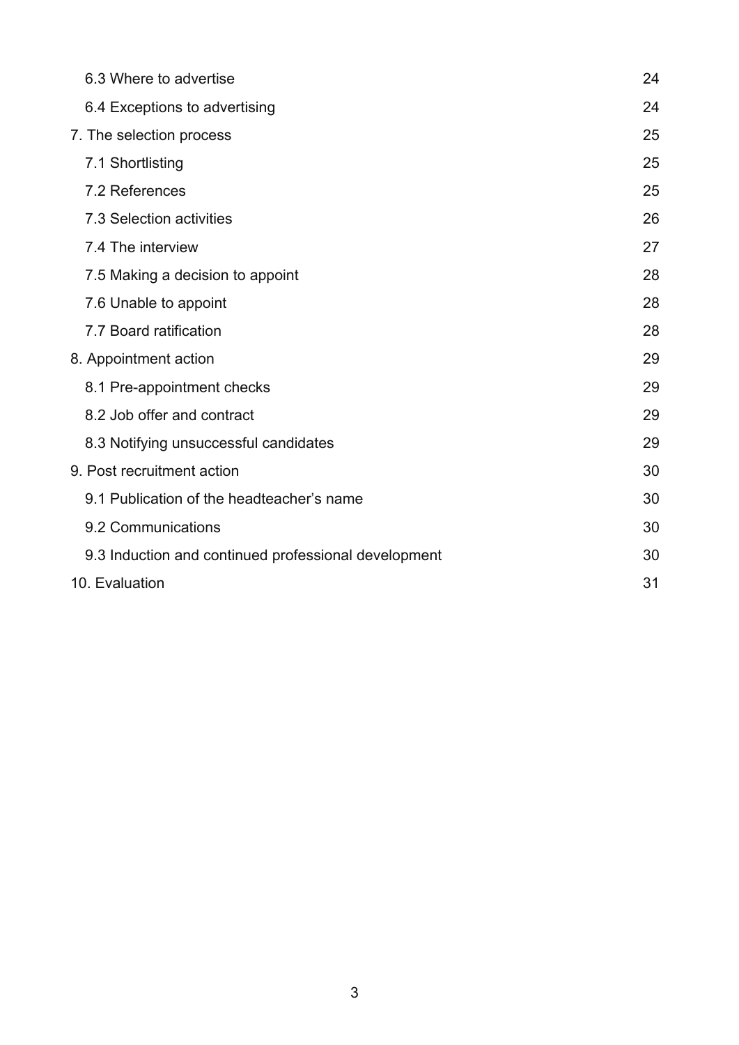- 6.3 Where to advertise 24
- 6.4 Exceptions to advertising 24

7. The selection process 25

- 7.1 Shortlisting 25
- 7.2 References 25
- 7.3 Selection activities 26
- 7.4 The interview 27
- 7.5 Making a decision to appoint 28
- 7.6 Unable to appoint 28
- 7.7 Board ratification 28

8. Appointment action 29

- 8.1 Pre-appointment checks 29
- 8.2 Job offer and contract 29
- 8.3 Notifying unsuccessful candidates 29

9. Post recruitment action 30

- 9.1 Publication of the headteacher's name 30
- 9.2 Communications 30
- 9.3 Induction and continued professional development 30

10. Evaluation 31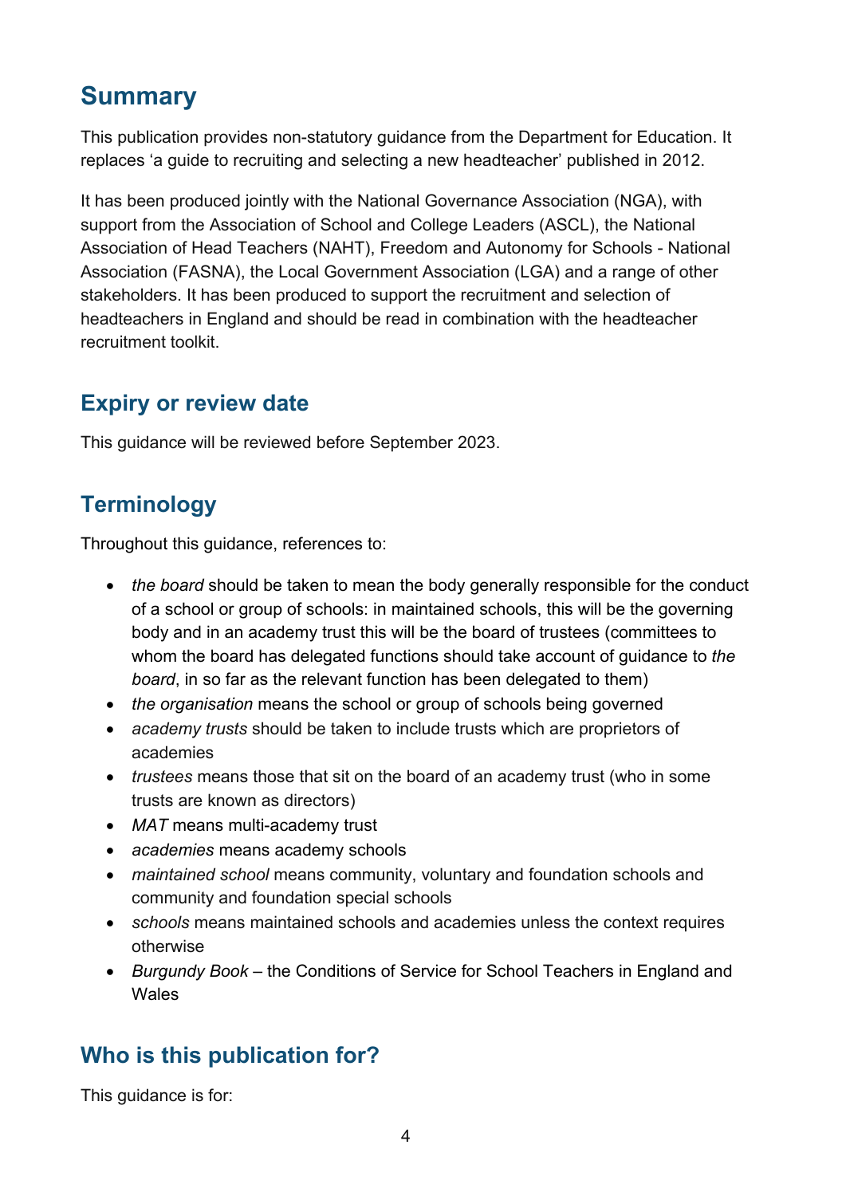## Summary

This publication provides non-statutory guidance from the Department for Education. It replaces 'a guide to recruiting and selecting a new headteacher' published in 2012.

It has been produced jointly with the National Governance Association (NGA), with support from the Association of School and College Leaders (ASCL), the National Association of Head Teachers (NAHT), Freedom and Autonomy for Schools - National Association (FASNA), the Local Government Association (LGA) and a range of other stakeholders. It has been produced to support the recruitment and selection of headteachers in England and should be read in combination with the headteacher recruitment toolkit.

### Expiry or review date

This guidance will be reviewed before September 2023.

### Terminology

Throughout this guidance, references to:

- *the board* should be taken to mean the body generally responsible for the conduct of a school or group of schools: in maintained schools, this will be the governing body and in an academy trust this will be the board of trustees (committees to whom the board has delegated functions should take account of guidance to *the board*, in so far as the relevant function has been delegated to them)
- *the organisation* means the school or group of schools being governed
- *academy trusts* should be taken to include trusts which are proprietors of academies
- *trustees* means those that sit on the board of an academy trust (who in some trusts are known as directors)
- *MAT* means multi-academy trust
- *academies* means academy schools
- *maintained school* means community, voluntary and foundation schools and community and foundation special schools
- *schools* means maintained schools and academies unless the context requires otherwise
- *Burgundy Book* – the Conditions of Service for School Teachers in England and Wales

### Who is this publication for?

This guidance is for: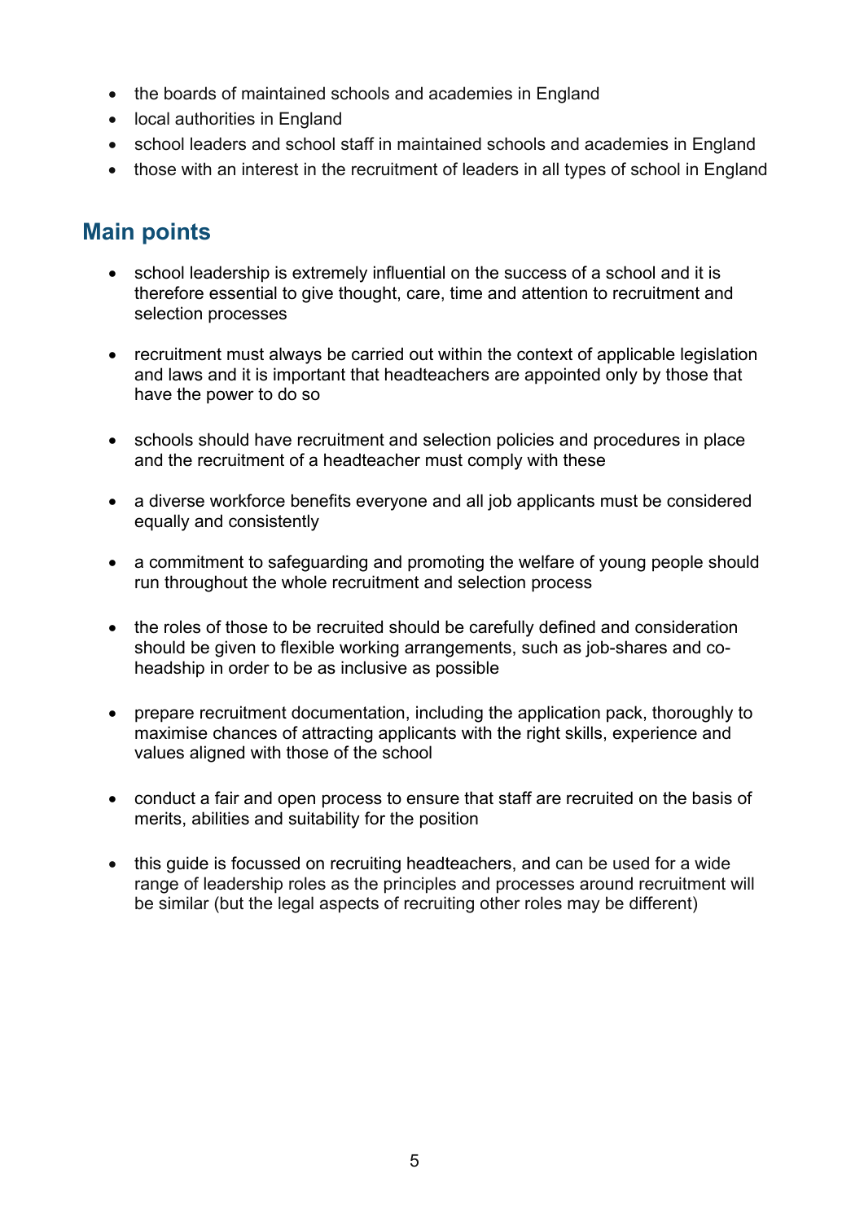- the boards of maintained schools and academies in England
- local authorities in England
- school leaders and school staff in maintained schools and academies in England
- those with an interest in the recruitment of leaders in all types of school in England

## Main points

- school leadership is extremely influential on the success of a school and it is therefore essential to give thought, care, time and attention to recruitment and selection processes
- recruitment must always be carried out within the context of applicable legislation and laws and it is important that headteachers are appointed only by those that have the power to do so
- schools should have recruitment and selection policies and procedures in place and the recruitment of a headteacher must comply with these
- a diverse workforce benefits everyone and all job applicants must be considered equally and consistently
- a commitment to safeguarding and promoting the welfare of young people should run throughout the whole recruitment and selection process
- the roles of those to be recruited should be carefully defined and consideration should be given to flexible working arrangements, such as job-shares and co-headship in order to be as inclusive as possible
- prepare recruitment documentation, including the application pack, thoroughly to maximise chances of attracting applicants with the right skills, experience and values aligned with those of the school
- conduct a fair and open process to ensure that staff are recruited on the basis of merits, abilities and suitability for the position
- this guide is focussed on recruiting headteachers, and can be used for a wide range of leadership roles as the principles and processes around recruitment will be similar (but the legal aspects of recruiting other roles may be different)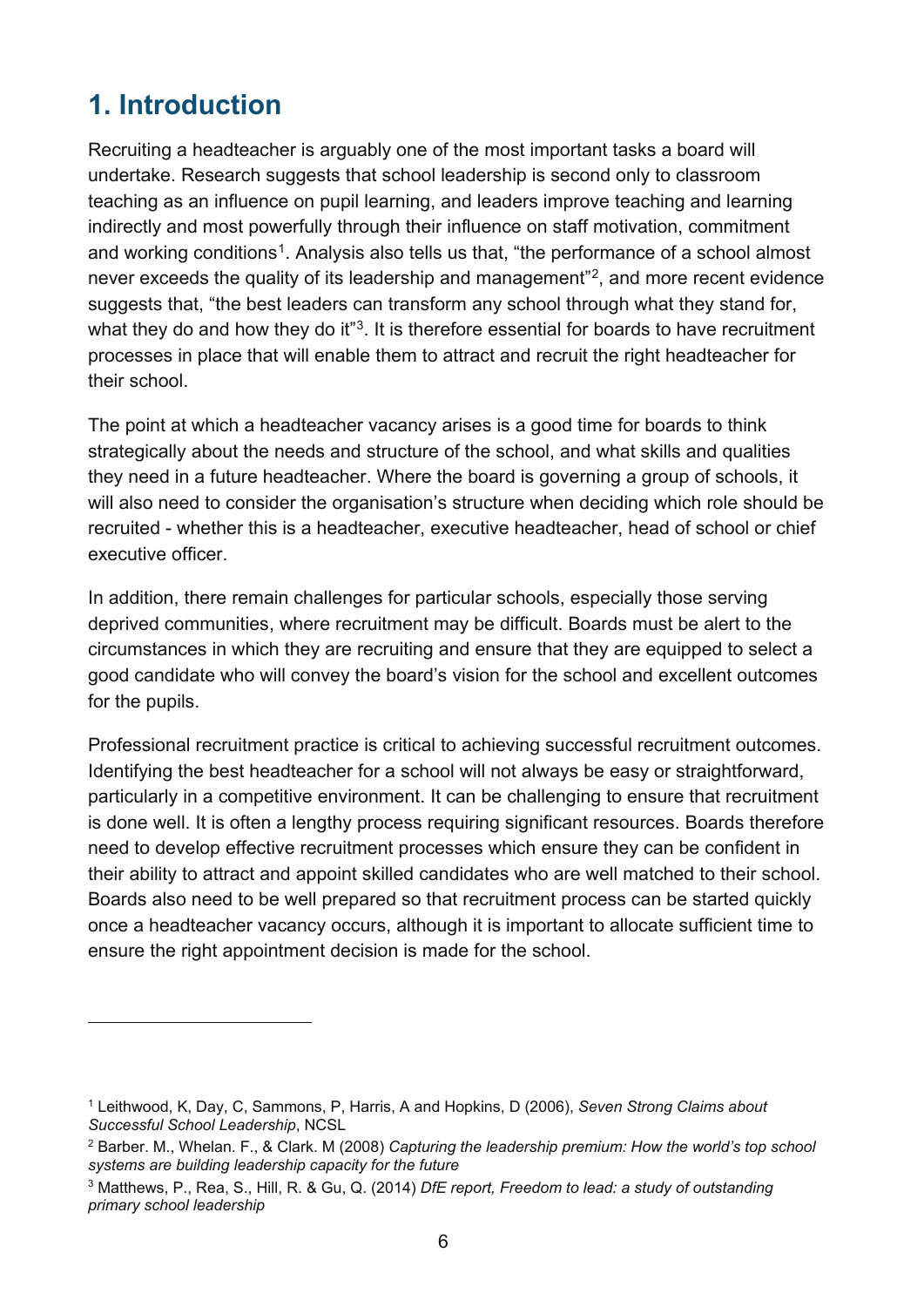# 1. Introduction

Recruiting a headteacher is arguably one of the most important tasks a board will undertake. Research suggests that school leadership is second only to classroom teaching as an influence on pupil learning, and leaders improve teaching and learning indirectly and most powerfully through their influence on staff motivation, commitment and working conditions[1]. Analysis also tells us that, "the performance of a school almost never exceeds the quality of its leadership and management"[2], and more recent evidence suggests that, "the best leaders can transform any school through what they stand for, what they do and how they do it"[3]. It is therefore essential for boards to have recruitment processes in place that will enable them to attract and recruit the right headteacher for their school.

The point at which a headteacher vacancy arises is a good time for boards to think strategically about the needs and structure of the school, and what skills and qualities they need in a future headteacher. Where the board is governing a group of schools, it will also need to consider the organisation's structure when deciding which role should be recruited - whether this is a headteacher, executive headteacher, head of school or chief executive officer.

In addition, there remain challenges for particular schools, especially those serving deprived communities, where recruitment may be difficult. Boards must be alert to the circumstances in which they are recruiting and ensure that they are equipped to select a good candidate who will convey the board's vision for the school and excellent outcomes for the pupils.

Professional recruitment practice is critical to achieving successful recruitment outcomes. Identifying the best headteacher for a school will not always be easy or straightforward, particularly in a competitive environment. It can be challenging to ensure that recruitment is done well. It is often a lengthy process requiring significant resources. Boards therefore need to develop effective recruitment processes which ensure they can be confident in their ability to attract and appoint skilled candidates who are well matched to their school. Boards also need to be well prepared so that recruitment process can be started quickly once a headteacher vacancy occurs, although it is important to allocate sufficient time to ensure the right appointment decision is made for the school.

---

[1] Leithwood, K, Day, C, Sammons, P, Harris, A and Hopkins, D (2006), *Seven Strong Claims about Successful School Leadership*, NCSL

[2] Barber. M., Whelan. F., & Clark. M (2008) *Capturing the leadership premium: How the world's top school systems are building leadership capacity for the future*

[3] Matthews, P., Rea, S., Hill, R. & Gu, Q. (2014) *DfE report, Freedom to lead: a study of outstanding primary school leadership*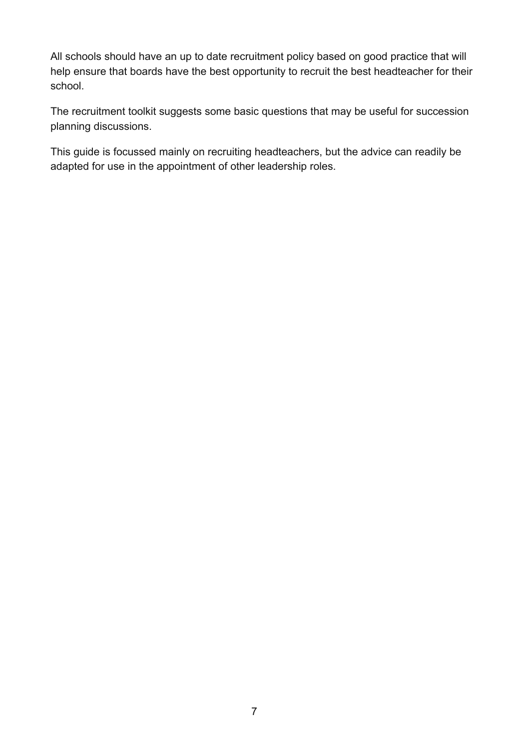All schools should have an up to date recruitment policy based on good practice that will help ensure that boards have the best opportunity to recruit the best headteacher for their school.

The recruitment toolkit suggests some basic questions that may be useful for succession planning discussions.

This guide is focussed mainly on recruiting headteachers, but the advice can readily be adapted for use in the appointment of other leadership roles.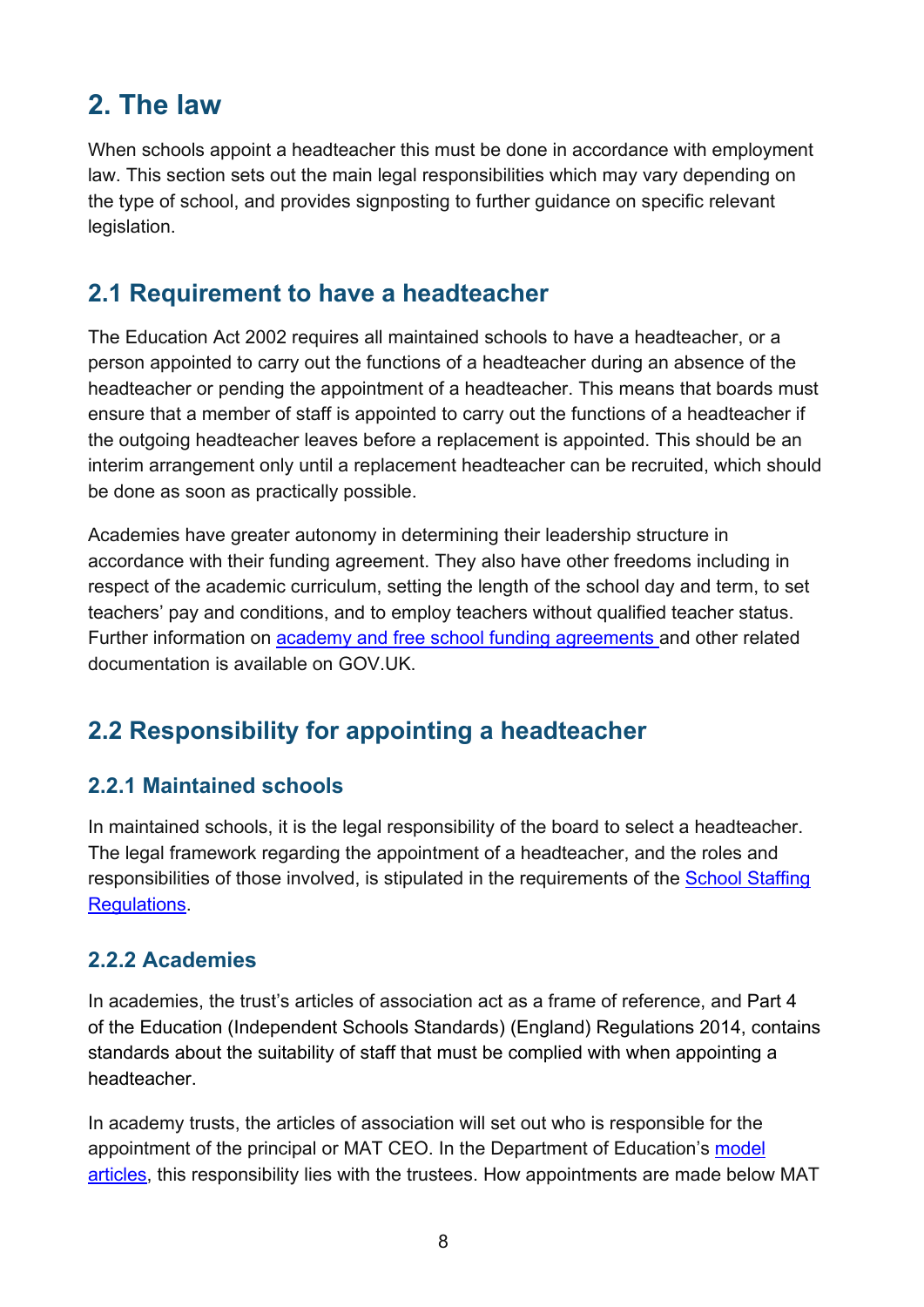## 2. The law

When schools appoint a headteacher this must be done in accordance with employment law. This section sets out the main legal responsibilities which may vary depending on the type of school, and provides signposting to further guidance on specific relevant legislation.

### 2.1 Requirement to have a headteacher

The Education Act 2002 requires all maintained schools to have a headteacher, or a person appointed to carry out the functions of a headteacher during an absence of the headteacher or pending the appointment of a headteacher. This means that boards must ensure that a member of staff is appointed to carry out the functions of a headteacher if the outgoing headteacher leaves before a replacement is appointed. This should be an interim arrangement only until a replacement headteacher can be recruited, which should be done as soon as practically possible.

Academies have greater autonomy in determining their leadership structure in accordance with their funding agreement. They also have other freedoms including in respect of the academic curriculum, setting the length of the school day and term, to set teachers' pay and conditions, and to employ teachers without qualified teacher status. Further information on academy and free school funding agreements and other related documentation is available on GOV.UK.

### 2.2 Responsibility for appointing a headteacher

#### 2.2.1 Maintained schools

In maintained schools, it is the legal responsibility of the board to select a headteacher. The legal framework regarding the appointment of a headteacher, and the roles and responsibilities of those involved, is stipulated in the requirements of the School Staffing Regulations.

#### 2.2.2 Academies

In academies, the trust's articles of association act as a frame of reference, and Part 4 of the Education (Independent Schools Standards) (England) Regulations 2014, contains standards about the suitability of staff that must be complied with when appointing a headteacher.

In academy trusts, the articles of association will set out who is responsible for the appointment of the principal or MAT CEO. In the Department of Education's model articles, this responsibility lies with the trustees. How appointments are made below MAT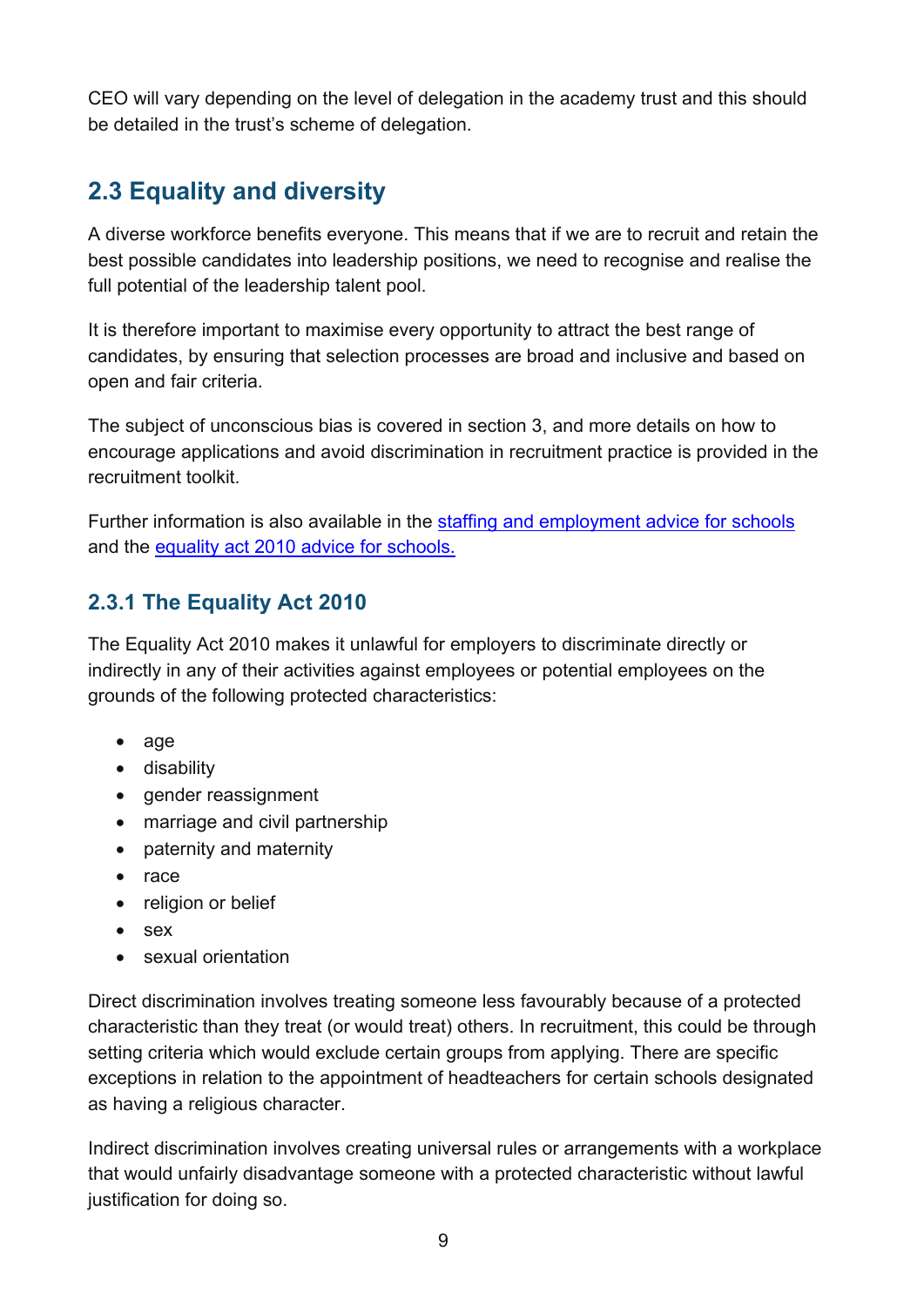CEO will vary depending on the level of delegation in the academy trust and this should be detailed in the trust's scheme of delegation.

## 2.3 Equality and diversity

A diverse workforce benefits everyone. This means that if we are to recruit and retain the best possible candidates into leadership positions, we need to recognise and realise the full potential of the leadership talent pool.

It is therefore important to maximise every opportunity to attract the best range of candidates, by ensuring that selection processes are broad and inclusive and based on open and fair criteria.

The subject of unconscious bias is covered in section 3, and more details on how to encourage applications and avoid discrimination in recruitment practice is provided in the recruitment toolkit.

Further information is also available in the [staffing and employment advice for schools](#) and the [equality act 2010 advice for schools.](#)

### 2.3.1 The Equality Act 2010

The Equality Act 2010 makes it unlawful for employers to discriminate directly or indirectly in any of their activities against employees or potential employees on the grounds of the following protected characteristics:

- age
- disability
- gender reassignment
- marriage and civil partnership
- paternity and maternity
- race
- religion or belief
- sex
- sexual orientation

Direct discrimination involves treating someone less favourably because of a protected characteristic than they treat (or would treat) others. In recruitment, this could be through setting criteria which would exclude certain groups from applying. There are specific exceptions in relation to the appointment of headteachers for certain schools designated as having a religious character.

Indirect discrimination involves creating universal rules or arrangements with a workplace that would unfairly disadvantage someone with a protected characteristic without lawful justification for doing so.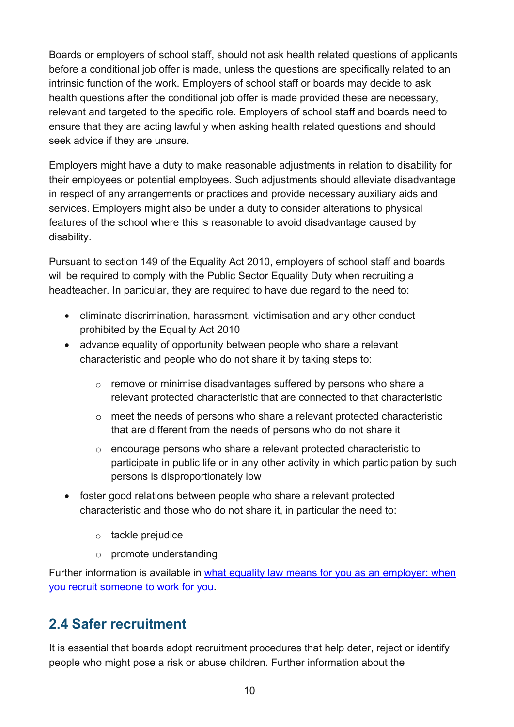Boards or employers of school staff, should not ask health related questions of applicants before a conditional job offer is made, unless the questions are specifically related to an intrinsic function of the work. Employers of school staff or boards may decide to ask health questions after the conditional job offer is made provided these are necessary, relevant and targeted to the specific role. Employers of school staff and boards need to ensure that they are acting lawfully when asking health related questions and should seek advice if they are unsure.

Employers might have a duty to make reasonable adjustments in relation to disability for their employees or potential employees. Such adjustments should alleviate disadvantage in respect of any arrangements or practices and provide necessary auxiliary aids and services. Employers might also be under a duty to consider alterations to physical features of the school where this is reasonable to avoid disadvantage caused by disability.

Pursuant to section 149 of the Equality Act 2010, employers of school staff and boards will be required to comply with the Public Sector Equality Duty when recruiting a headteacher. In particular, they are required to have due regard to the need to:

- eliminate discrimination, harassment, victimisation and any other conduct prohibited by the Equality Act 2010
- advance equality of opportunity between people who share a relevant characteristic and people who do not share it by taking steps to:
    - remove or minimise disadvantages suffered by persons who share a relevant protected characteristic that are connected to that characteristic
    - meet the needs of persons who share a relevant protected characteristic that are different from the needs of persons who do not share it
    - encourage persons who share a relevant protected characteristic to participate in public life or in any other activity in which participation by such persons is disproportionately low
- foster good relations between people who share a relevant protected characteristic and those who do not share it, in particular the need to:
    - tackle prejudice
    - promote understanding

Further information is available in [what equality law means for you as an employer: when you recruit someone to work for you](#).

## 2.4 Safer recruitment

It is essential that boards adopt recruitment procedures that help deter, reject or identify people who might pose a risk or abuse children. Further information about the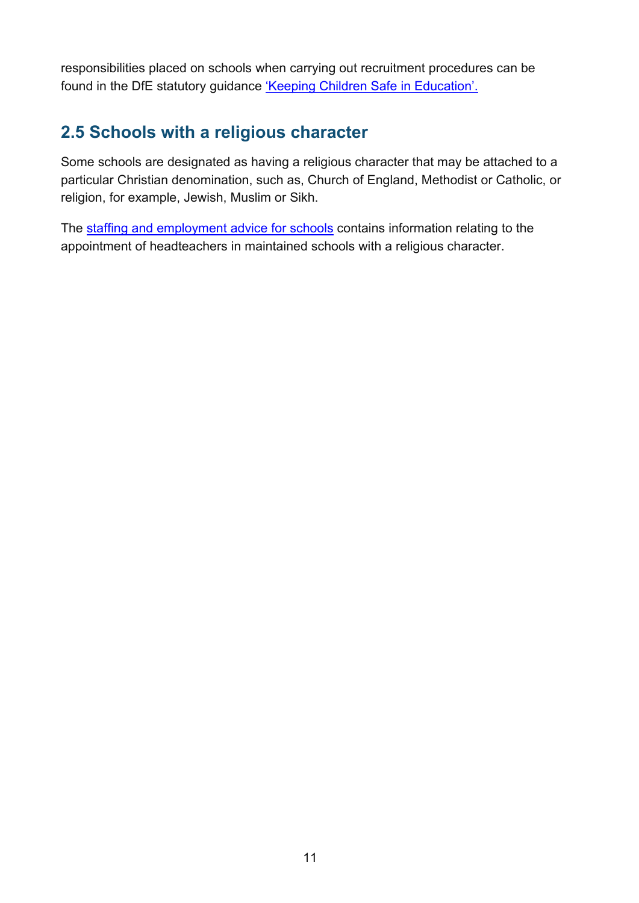responsibilities placed on schools when carrying out recruitment procedures can be found in the DfE statutory guidance 'Keeping Children Safe in Education'.

## 2.5 Schools with a religious character

Some schools are designated as having a religious character that may be attached to a particular Christian denomination, such as, Church of England, Methodist or Catholic, or religion, for example, Jewish, Muslim or Sikh.

The staffing and employment advice for schools contains information relating to the appointment of headteachers in maintained schools with a religious character.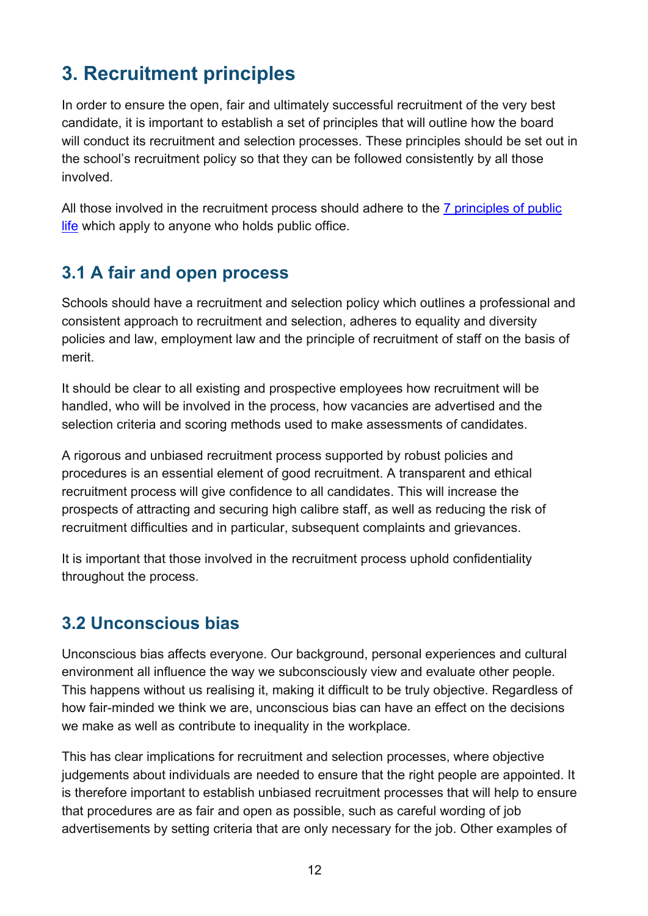## 3. Recruitment principles

In order to ensure the open, fair and ultimately successful recruitment of the very best candidate, it is important to establish a set of principles that will outline how the board will conduct its recruitment and selection processes. These principles should be set out in the school's recruitment policy so that they can be followed consistently by all those involved.

All those involved in the recruitment process should adhere to the [7 principles of public life]() which apply to anyone who holds public office.

### 3.1 A fair and open process

Schools should have a recruitment and selection policy which outlines a professional and consistent approach to recruitment and selection, adheres to equality and diversity policies and law, employment law and the principle of recruitment of staff on the basis of merit.

It should be clear to all existing and prospective employees how recruitment will be handled, who will be involved in the process, how vacancies are advertised and the selection criteria and scoring methods used to make assessments of candidates.

A rigorous and unbiased recruitment process supported by robust policies and procedures is an essential element of good recruitment. A transparent and ethical recruitment process will give confidence to all candidates. This will increase the prospects of attracting and securing high calibre staff, as well as reducing the risk of recruitment difficulties and in particular, subsequent complaints and grievances.

It is important that those involved in the recruitment process uphold confidentiality throughout the process.

### 3.2 Unconscious bias

Unconscious bias affects everyone. Our background, personal experiences and cultural environment all influence the way we subconsciously view and evaluate other people. This happens without us realising it, making it difficult to be truly objective. Regardless of how fair-minded we think we are, unconscious bias can have an effect on the decisions we make as well as contribute to inequality in the workplace.

This has clear implications for recruitment and selection processes, where objective judgements about individuals are needed to ensure that the right people are appointed. It is therefore important to establish unbiased recruitment processes that will help to ensure that procedures are as fair and open as possible, such as careful wording of job advertisements by setting criteria that are only necessary for the job. Other examples of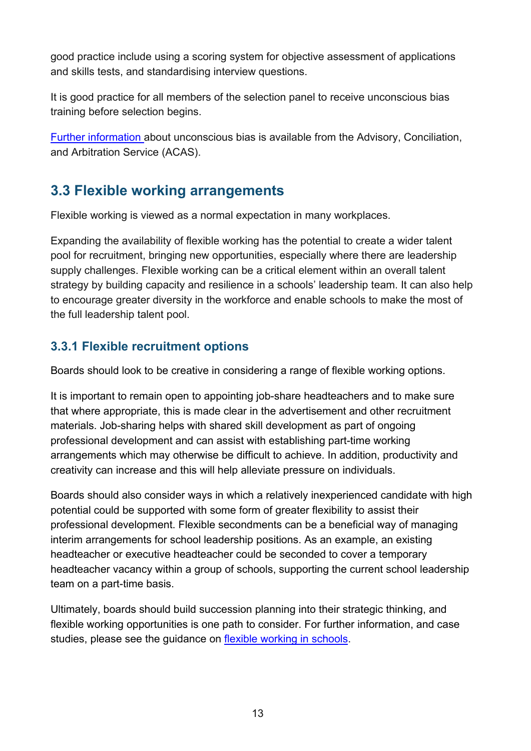good practice include using a scoring system for objective assessment of applications and skills tests, and standardising interview questions.

It is good practice for all members of the selection panel to receive unconscious bias training before selection begins.

Further information about unconscious bias is available from the Advisory, Conciliation, and Arbitration Service (ACAS).

## 3.3 Flexible working arrangements

Flexible working is viewed as a normal expectation in many workplaces.

Expanding the availability of flexible working has the potential to create a wider talent pool for recruitment, bringing new opportunities, especially where there are leadership supply challenges. Flexible working can be a critical element within an overall talent strategy by building capacity and resilience in a schools' leadership team. It can also help to encourage greater diversity in the workforce and enable schools to make the most of the full leadership talent pool.

### 3.3.1 Flexible recruitment options

Boards should look to be creative in considering a range of flexible working options.

It is important to remain open to appointing job-share headteachers and to make sure that where appropriate, this is made clear in the advertisement and other recruitment materials. Job-sharing helps with shared skill development as part of ongoing professional development and can assist with establishing part-time working arrangements which may otherwise be difficult to achieve. In addition, productivity and creativity can increase and this will help alleviate pressure on individuals.

Boards should also consider ways in which a relatively inexperienced candidate with high potential could be supported with some form of greater flexibility to assist their professional development. Flexible secondments can be a beneficial way of managing interim arrangements for school leadership positions. As an example, an existing headteacher or executive headteacher could be seconded to cover a temporary headteacher vacancy within a group of schools, supporting the current school leadership team on a part-time basis.

Ultimately, boards should build succession planning into their strategic thinking, and flexible working opportunities is one path to consider. For further information, and case studies, please see the guidance on flexible working in schools.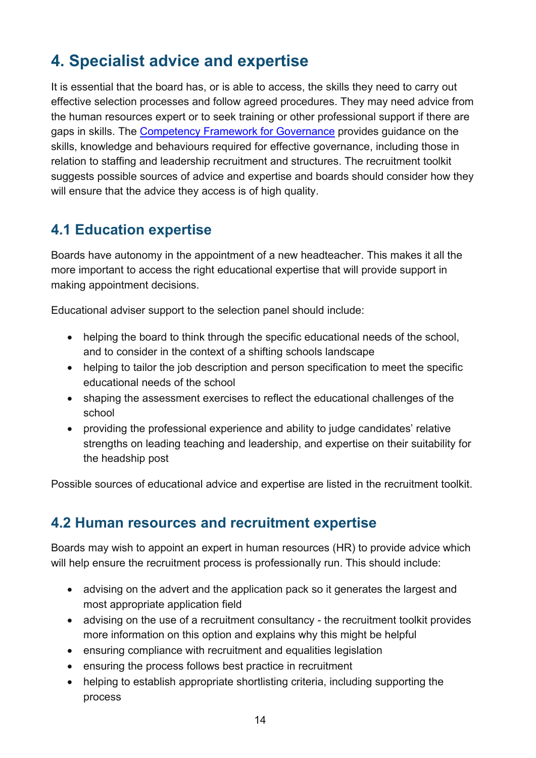## 4. Specialist advice and expertise

It is essential that the board has, or is able to access, the skills they need to carry out effective selection processes and follow agreed procedures. They may need advice from the human resources expert or to seek training or other professional support if there are gaps in skills. The [Competency Framework for Governance]() provides guidance on the skills, knowledge and behaviours required for effective governance, including those in relation to staffing and leadership recruitment and structures. The recruitment toolkit suggests possible sources of advice and expertise and boards should consider how they will ensure that the advice they access is of high quality.

### 4.1 Education expertise

Boards have autonomy in the appointment of a new headteacher. This makes it all the more important to access the right educational expertise that will provide support in making appointment decisions.

Educational adviser support to the selection panel should include:

- helping the board to think through the specific educational needs of the school, and to consider in the context of a shifting schools landscape
- helping to tailor the job description and person specification to meet the specific educational needs of the school
- shaping the assessment exercises to reflect the educational challenges of the school
- providing the professional experience and ability to judge candidates' relative strengths on leading teaching and leadership, and expertise on their suitability for the headship post

Possible sources of educational advice and expertise are listed in the recruitment toolkit.

### 4.2 Human resources and recruitment expertise

Boards may wish to appoint an expert in human resources (HR) to provide advice which will help ensure the recruitment process is professionally run. This should include:

- advising on the advert and the application pack so it generates the largest and most appropriate application field
- advising on the use of a recruitment consultancy - the recruitment toolkit provides more information on this option and explains why this might be helpful
- ensuring compliance with recruitment and equalities legislation
- ensuring the process follows best practice in recruitment
- helping to establish appropriate shortlisting criteria, including supporting the process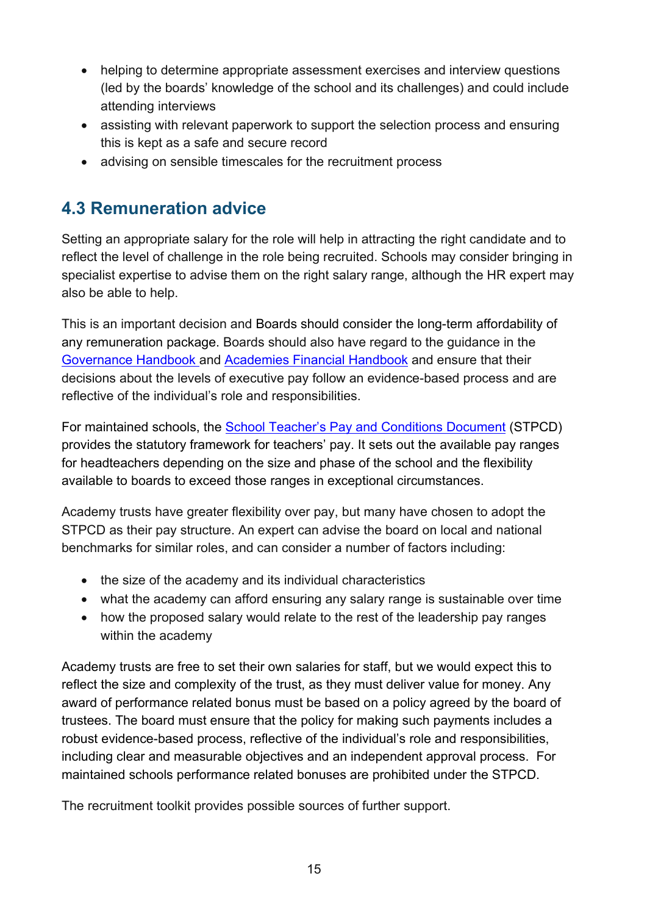- helping to determine appropriate assessment exercises and interview questions (led by the boards' knowledge of the school and its challenges) and could include attending interviews
- assisting with relevant paperwork to support the selection process and ensuring this is kept as a safe and secure record
- advising on sensible timescales for the recruitment process

## 4.3 Remuneration advice

Setting an appropriate salary for the role will help in attracting the right candidate and to reflect the level of challenge in the role being recruited. Schools may consider bringing in specialist expertise to advise them on the right salary range, although the HR expert may also be able to help.

This is an important decision and Boards should consider the long-term affordability of any remuneration package. Boards should also have regard to the guidance in the Governance Handbook and Academies Financial Handbook and ensure that their decisions about the levels of executive pay follow an evidence-based process and are reflective of the individual's role and responsibilities.

For maintained schools, the School Teacher's Pay and Conditions Document (STPCD) provides the statutory framework for teachers' pay. It sets out the available pay ranges for headteachers depending on the size and phase of the school and the flexibility available to boards to exceed those ranges in exceptional circumstances.

Academy trusts have greater flexibility over pay, but many have chosen to adopt the STPCD as their pay structure. An expert can advise the board on local and national benchmarks for similar roles, and can consider a number of factors including:

- the size of the academy and its individual characteristics
- what the academy can afford ensuring any salary range is sustainable over time
- how the proposed salary would relate to the rest of the leadership pay ranges within the academy

Academy trusts are free to set their own salaries for staff, but we would expect this to reflect the size and complexity of the trust, as they must deliver value for money. Any award of performance related bonus must be based on a policy agreed by the board of trustees. The board must ensure that the policy for making such payments includes a robust evidence-based process, reflective of the individual's role and responsibilities, including clear and measurable objectives and an independent approval process. For maintained schools performance related bonuses are prohibited under the STPCD.

The recruitment toolkit provides possible sources of further support.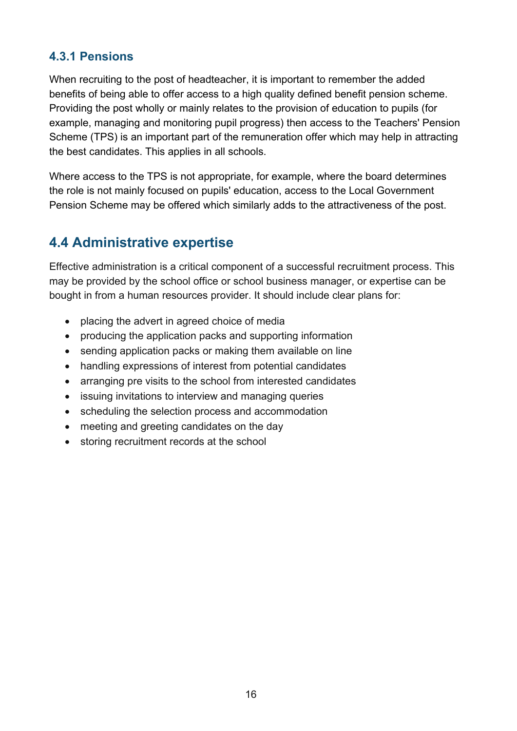### 4.3.1 Pensions

When recruiting to the post of headteacher, it is important to remember the added benefits of being able to offer access to a high quality defined benefit pension scheme. Providing the post wholly or mainly relates to the provision of education to pupils (for example, managing and monitoring pupil progress) then access to the Teachers' Pension Scheme (TPS) is an important part of the remuneration offer which may help in attracting the best candidates. This applies in all schools.

Where access to the TPS is not appropriate, for example, where the board determines the role is not mainly focused on pupils' education, access to the Local Government Pension Scheme may be offered which similarly adds to the attractiveness of the post.

## 4.4 Administrative expertise

Effective administration is a critical component of a successful recruitment process. This may be provided by the school office or school business manager, or expertise can be bought in from a human resources provider. It should include clear plans for:

- placing the advert in agreed choice of media
- producing the application packs and supporting information
- sending application packs or making them available on line
- handling expressions of interest from potential candidates
- arranging pre visits to the school from interested candidates
- issuing invitations to interview and managing queries
- scheduling the selection process and accommodation
- meeting and greeting candidates on the day
- storing recruitment records at the school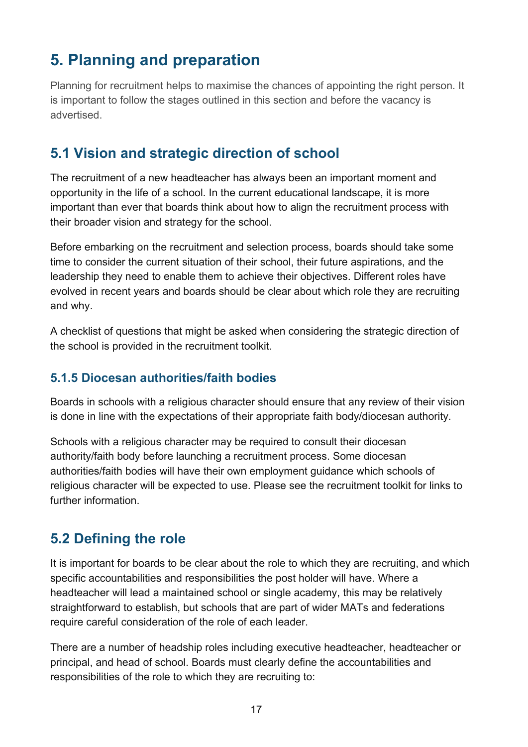# 5. Planning and preparation

Planning for recruitment helps to maximise the chances of appointing the right person. It is important to follow the stages outlined in this section and before the vacancy is advertised.

## 5.1 Vision and strategic direction of school

The recruitment of a new headteacher has always been an important moment and opportunity in the life of a school. In the current educational landscape, it is more important than ever that boards think about how to align the recruitment process with their broader vision and strategy for the school.

Before embarking on the recruitment and selection process, boards should take some time to consider the current situation of their school, their future aspirations, and the leadership they need to enable them to achieve their objectives. Different roles have evolved in recent years and boards should be clear about which role they are recruiting and why.

A checklist of questions that might be asked when considering the strategic direction of the school is provided in the recruitment toolkit.

### 5.1.5 Diocesan authorities/faith bodies

Boards in schools with a religious character should ensure that any review of their vision is done in line with the expectations of their appropriate faith body/diocesan authority.

Schools with a religious character may be required to consult their diocesan authority/faith body before launching a recruitment process. Some diocesan authorities/faith bodies will have their own employment guidance which schools of religious character will be expected to use. Please see the recruitment toolkit for links to further information.

## 5.2 Defining the role

It is important for boards to be clear about the role to which they are recruiting, and which specific accountabilities and responsibilities the post holder will have. Where a headteacher will lead a maintained school or single academy, this may be relatively straightforward to establish, but schools that are part of wider MATs and federations require careful consideration of the role of each leader.

There are a number of headship roles including executive headteacher, headteacher or principal, and head of school. Boards must clearly define the accountabilities and responsibilities of the role to which they are recruiting to: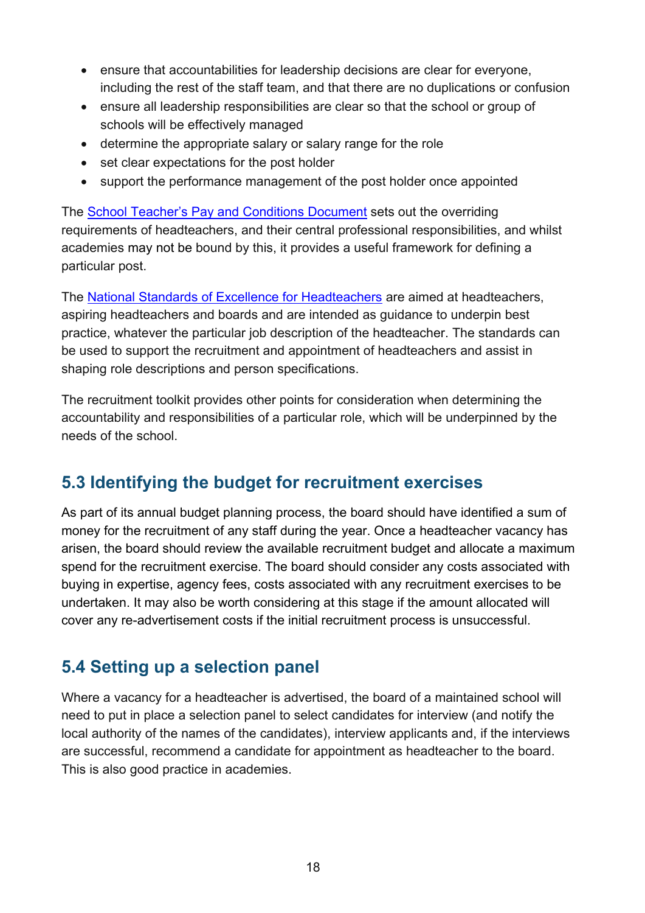- ensure that accountabilities for leadership decisions are clear for everyone, including the rest of the staff team, and that there are no duplications or confusion
- ensure all leadership responsibilities are clear so that the school or group of schools will be effectively managed
- determine the appropriate salary or salary range for the role
- set clear expectations for the post holder
- support the performance management of the post holder once appointed

The School Teacher's Pay and Conditions Document sets out the overriding requirements of headteachers, and their central professional responsibilities, and whilst academies may not be bound by this, it provides a useful framework for defining a particular post.

The National Standards of Excellence for Headteachers are aimed at headteachers, aspiring headteachers and boards and are intended as guidance to underpin best practice, whatever the particular job description of the headteacher. The standards can be used to support the recruitment and appointment of headteachers and assist in shaping role descriptions and person specifications.

The recruitment toolkit provides other points for consideration when determining the accountability and responsibilities of a particular role, which will be underpinned by the needs of the school.

## 5.3 Identifying the budget for recruitment exercises

As part of its annual budget planning process, the board should have identified a sum of money for the recruitment of any staff during the year. Once a headteacher vacancy has arisen, the board should review the available recruitment budget and allocate a maximum spend for the recruitment exercise. The board should consider any costs associated with buying in expertise, agency fees, costs associated with any recruitment exercises to be undertaken. It may also be worth considering at this stage if the amount allocated will cover any re-advertisement costs if the initial recruitment process is unsuccessful.

## 5.4 Setting up a selection panel

Where a vacancy for a headteacher is advertised, the board of a maintained school will need to put in place a selection panel to select candidates for interview (and notify the local authority of the names of the candidates), interview applicants and, if the interviews are successful, recommend a candidate for appointment as headteacher to the board. This is also good practice in academies.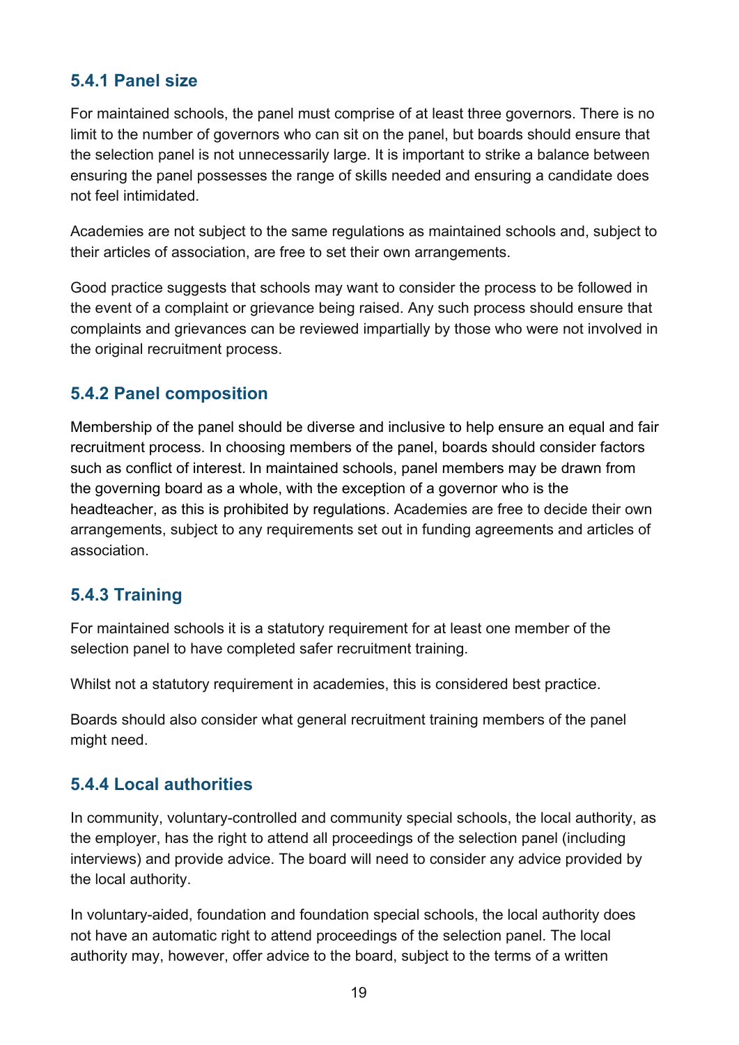### 5.4.1 Panel size

For maintained schools, the panel must comprise of at least three governors. There is no limit to the number of governors who can sit on the panel, but boards should ensure that the selection panel is not unnecessarily large. It is important to strike a balance between ensuring the panel possesses the range of skills needed and ensuring a candidate does not feel intimidated.

Academies are not subject to the same regulations as maintained schools and, subject to their articles of association, are free to set their own arrangements.

Good practice suggests that schools may want to consider the process to be followed in the event of a complaint or grievance being raised. Any such process should ensure that complaints and grievances can be reviewed impartially by those who were not involved in the original recruitment process.

### 5.4.2 Panel composition

Membership of the panel should be diverse and inclusive to help ensure an equal and fair recruitment process. In choosing members of the panel, boards should consider factors such as conflict of interest. In maintained schools, panel members may be drawn from the governing board as a whole, with the exception of a governor who is the headteacher, as this is prohibited by regulations. Academies are free to decide their own arrangements, subject to any requirements set out in funding agreements and articles of association.

### 5.4.3 Training

For maintained schools it is a statutory requirement for at least one member of the selection panel to have completed safer recruitment training.

Whilst not a statutory requirement in academies, this is considered best practice.

Boards should also consider what general recruitment training members of the panel might need.

### 5.4.4 Local authorities

In community, voluntary-controlled and community special schools, the local authority, as the employer, has the right to attend all proceedings of the selection panel (including interviews) and provide advice. The board will need to consider any advice provided by the local authority.

In voluntary-aided, foundation and foundation special schools, the local authority does not have an automatic right to attend proceedings of the selection panel. The local authority may, however, offer advice to the board, subject to the terms of a written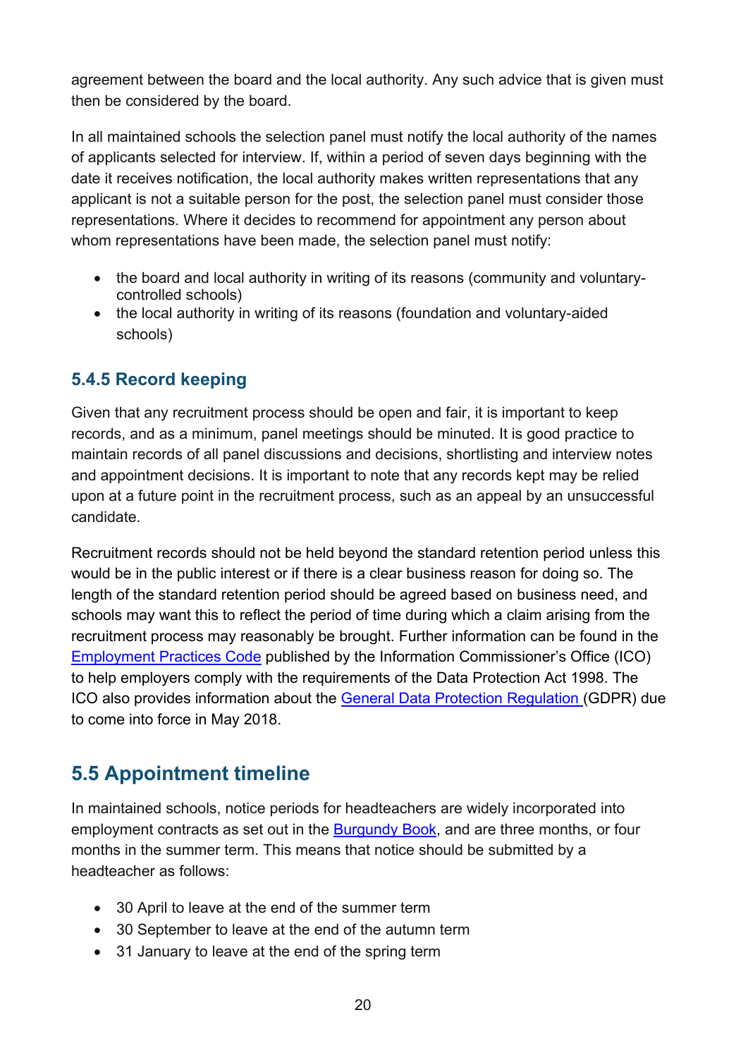agreement between the board and the local authority. Any such advice that is given must then be considered by the board.

In all maintained schools the selection panel must notify the local authority of the names of applicants selected for interview. If, within a period of seven days beginning with the date it receives notification, the local authority makes written representations that any applicant is not a suitable person for the post, the selection panel must consider those representations. Where it decides to recommend for appointment any person about whom representations have been made, the selection panel must notify:

- the board and local authority in writing of its reasons (community and voluntary-controlled schools)
- the local authority in writing of its reasons (foundation and voluntary-aided schools)

### 5.4.5 Record keeping

Given that any recruitment process should be open and fair, it is important to keep records, and as a minimum, panel meetings should be minuted. It is good practice to maintain records of all panel discussions and decisions, shortlisting and interview notes and appointment decisions. It is important to note that any records kept may be relied upon at a future point in the recruitment process, such as an appeal by an unsuccessful candidate.

Recruitment records should not be held beyond the standard retention period unless this would be in the public interest or if there is a clear business reason for doing so. The length of the standard retention period should be agreed based on business need, and schools may want this to reflect the period of time during which a claim arising from the recruitment process may reasonably be brought. Further information can be found in the Employment Practices Code published by the Information Commissioner's Office (ICO) to help employers comply with the requirements of the Data Protection Act 1998. The ICO also provides information about the General Data Protection Regulation (GDPR) due to come into force in May 2018.

## 5.5 Appointment timeline

In maintained schools, notice periods for headteachers are widely incorporated into employment contracts as set out in the Burgundy Book, and are three months, or four months in the summer term. This means that notice should be submitted by a headteacher as follows:

- 30 April to leave at the end of the summer term
- 30 September to leave at the end of the autumn term
- 31 January to leave at the end of the spring term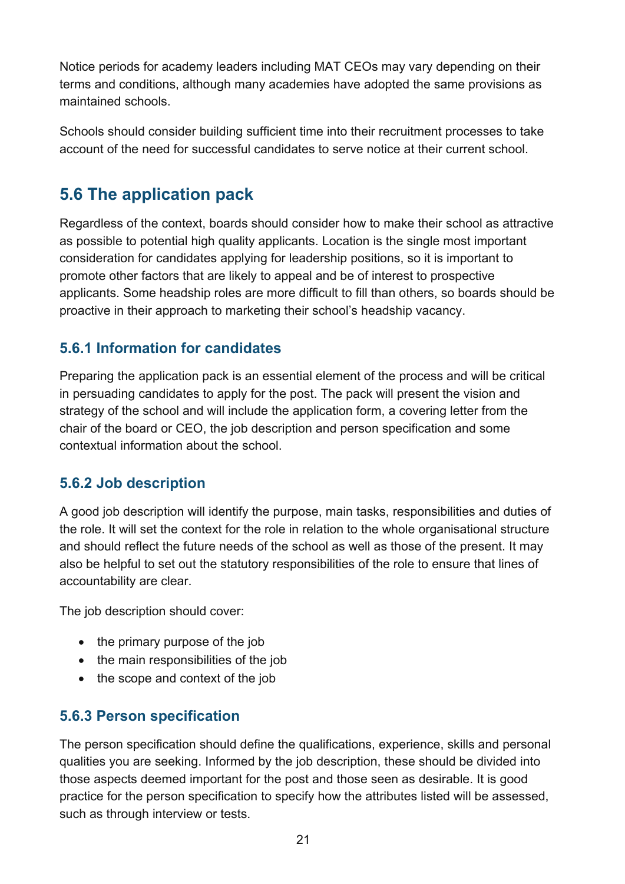Notice periods for academy leaders including MAT CEOs may vary depending on their terms and conditions, although many academies have adopted the same provisions as maintained schools.

Schools should consider building sufficient time into their recruitment processes to take account of the need for successful candidates to serve notice at their current school.

## 5.6 The application pack

Regardless of the context, boards should consider how to make their school as attractive as possible to potential high quality applicants. Location is the single most important consideration for candidates applying for leadership positions, so it is important to promote other factors that are likely to appeal and be of interest to prospective applicants. Some headship roles are more difficult to fill than others, so boards should be proactive in their approach to marketing their school's headship vacancy.

### 5.6.1 Information for candidates

Preparing the application pack is an essential element of the process and will be critical in persuading candidates to apply for the post. The pack will present the vision and strategy of the school and will include the application form, a covering letter from the chair of the board or CEO, the job description and person specification and some contextual information about the school.

### 5.6.2 Job description

A good job description will identify the purpose, main tasks, responsibilities and duties of the role. It will set the context for the role in relation to the whole organisational structure and should reflect the future needs of the school as well as those of the present. It may also be helpful to set out the statutory responsibilities of the role to ensure that lines of accountability are clear.

The job description should cover:

- the primary purpose of the job
- the main responsibilities of the job
- the scope and context of the job

### 5.6.3 Person specification

The person specification should define the qualifications, experience, skills and personal qualities you are seeking. Informed by the job description, these should be divided into those aspects deemed important for the post and those seen as desirable. It is good practice for the person specification to specify how the attributes listed will be assessed, such as through interview or tests.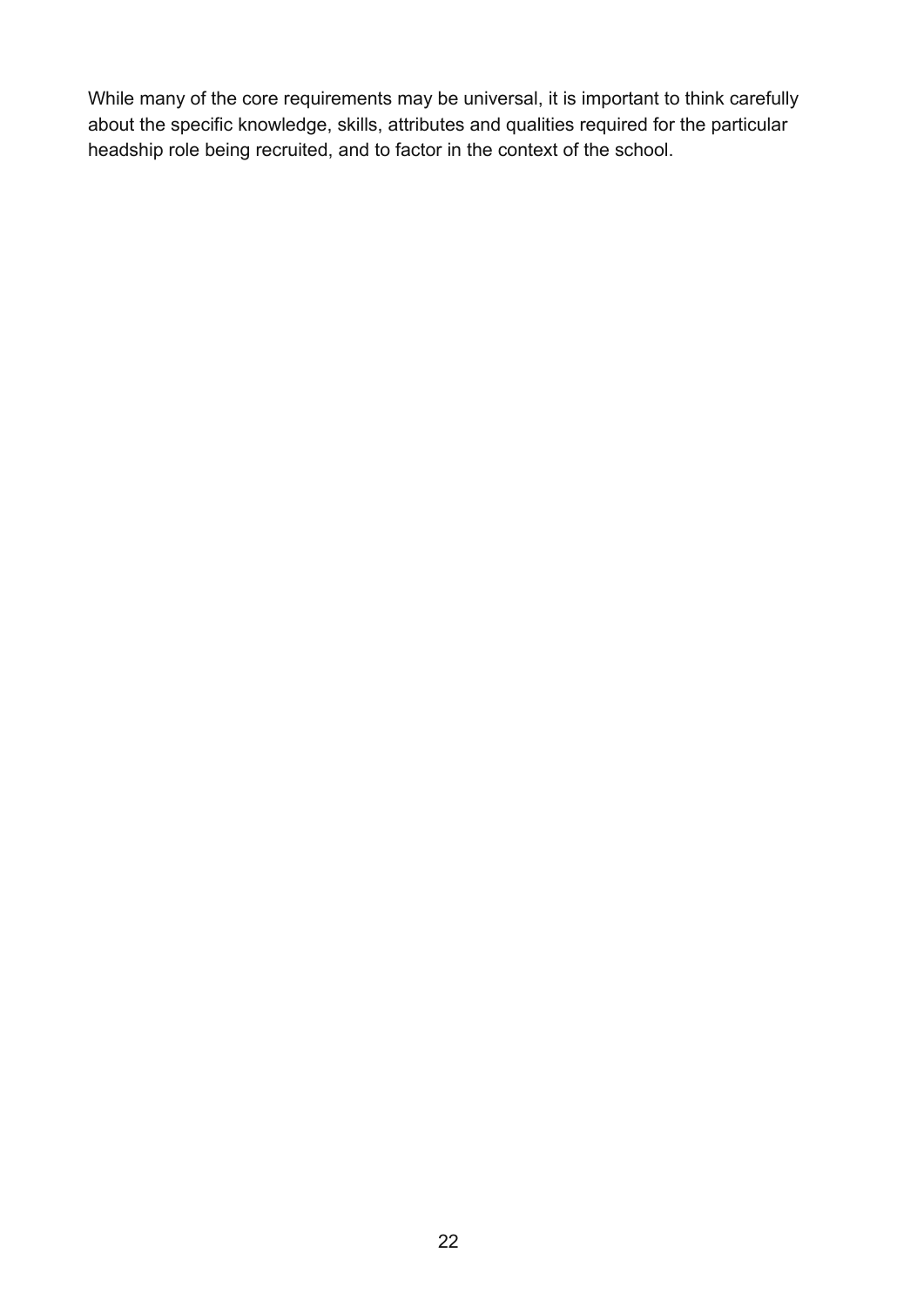While many of the core requirements may be universal, it is important to think carefully about the specific knowledge, skills, attributes and qualities required for the particular headship role being recruited, and to factor in the context of the school.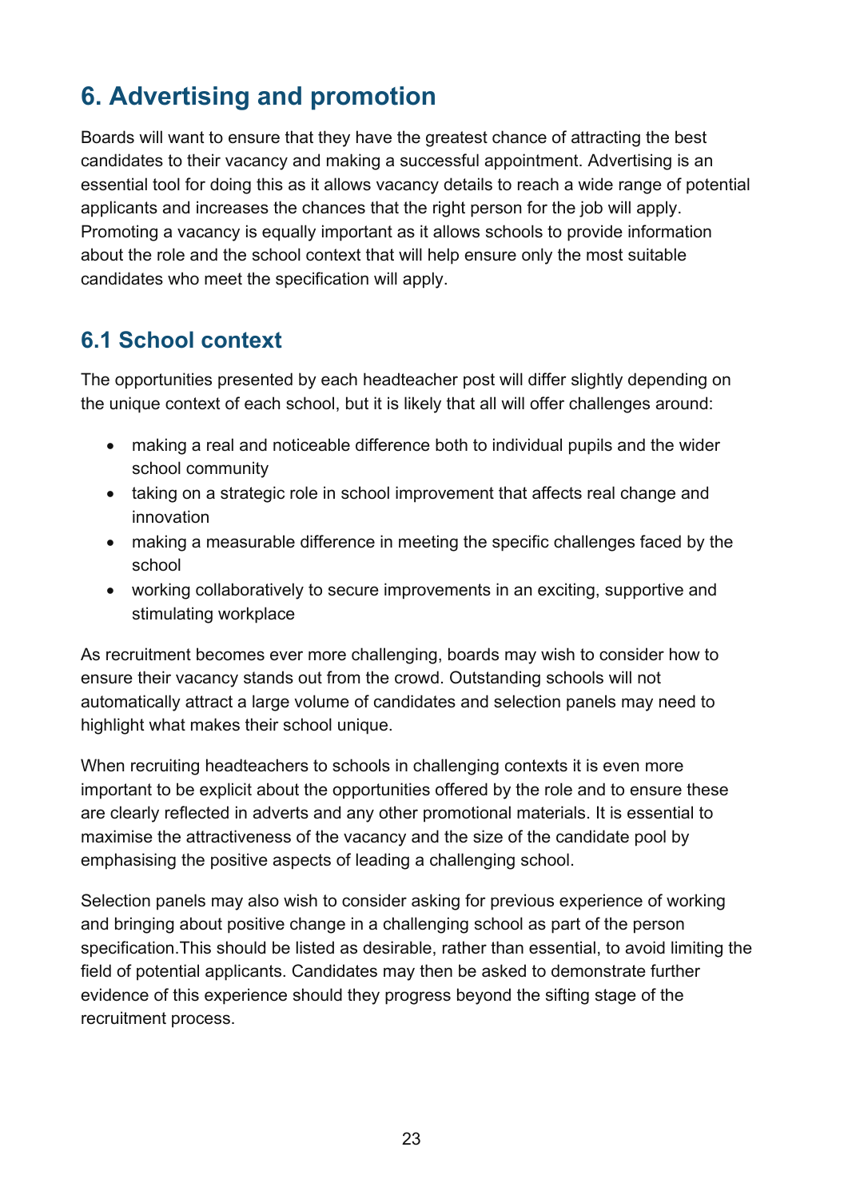## 6. Advertising and promotion

Boards will want to ensure that they have the greatest chance of attracting the best candidates to their vacancy and making a successful appointment. Advertising is an essential tool for doing this as it allows vacancy details to reach a wide range of potential applicants and increases the chances that the right person for the job will apply. Promoting a vacancy is equally important as it allows schools to provide information about the role and the school context that will help ensure only the most suitable candidates who meet the specification will apply.

### 6.1 School context

The opportunities presented by each headteacher post will differ slightly depending on the unique context of each school, but it is likely that all will offer challenges around:

- making a real and noticeable difference both to individual pupils and the wider school community
- taking on a strategic role in school improvement that affects real change and innovation
- making a measurable difference in meeting the specific challenges faced by the school
- working collaboratively to secure improvements in an exciting, supportive and stimulating workplace

As recruitment becomes ever more challenging, boards may wish to consider how to ensure their vacancy stands out from the crowd. Outstanding schools will not automatically attract a large volume of candidates and selection panels may need to highlight what makes their school unique.

When recruiting headteachers to schools in challenging contexts it is even more important to be explicit about the opportunities offered by the role and to ensure these are clearly reflected in adverts and any other promotional materials. It is essential to maximise the attractiveness of the vacancy and the size of the candidate pool by emphasising the positive aspects of leading a challenging school.

Selection panels may also wish to consider asking for previous experience of working and bringing about positive change in a challenging school as part of the person specification.This should be listed as desirable, rather than essential, to avoid limiting the field of potential applicants. Candidates may then be asked to demonstrate further evidence of this experience should they progress beyond the sifting stage of the recruitment process.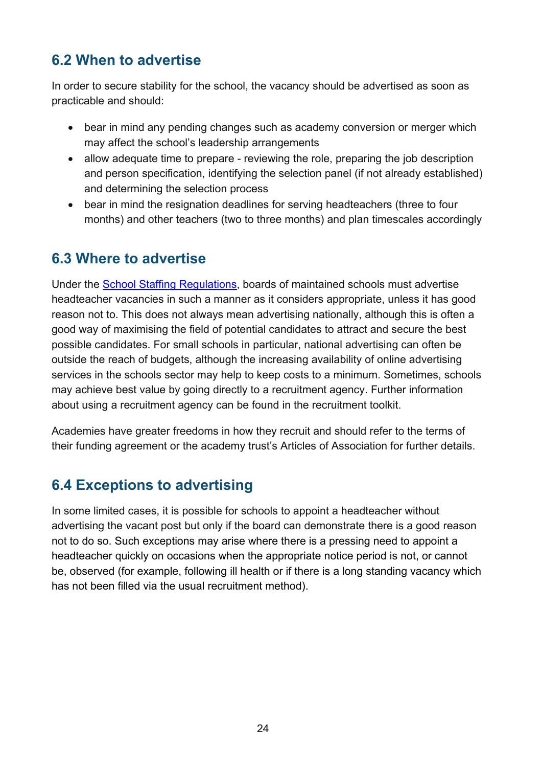## 6.2 When to advertise

In order to secure stability for the school, the vacancy should be advertised as soon as practicable and should:

- bear in mind any pending changes such as academy conversion or merger which may affect the school's leadership arrangements
- allow adequate time to prepare - reviewing the role, preparing the job description and person specification, identifying the selection panel (if not already established) and determining the selection process
- bear in mind the resignation deadlines for serving headteachers (three to four months) and other teachers (two to three months) and plan timescales accordingly

## 6.3 Where to advertise

Under the [School Staffing Regulations](), boards of maintained schools must advertise headteacher vacancies in such a manner as it considers appropriate, unless it has good reason not to. This does not always mean advertising nationally, although this is often a good way of maximising the field of potential candidates to attract and secure the best possible candidates. For small schools in particular, national advertising can often be outside the reach of budgets, although the increasing availability of online advertising services in the schools sector may help to keep costs to a minimum. Sometimes, schools may achieve best value by going directly to a recruitment agency. Further information about using a recruitment agency can be found in the recruitment toolkit.

Academies have greater freedoms in how they recruit and should refer to the terms of their funding agreement or the academy trust's Articles of Association for further details.

## 6.4 Exceptions to advertising

In some limited cases, it is possible for schools to appoint a headteacher without advertising the vacant post but only if the board can demonstrate there is a good reason not to do so. Such exceptions may arise where there is a pressing need to appoint a headteacher quickly on occasions when the appropriate notice period is not, or cannot be, observed (for example, following ill health or if there is a long standing vacancy which has not been filled via the usual recruitment method).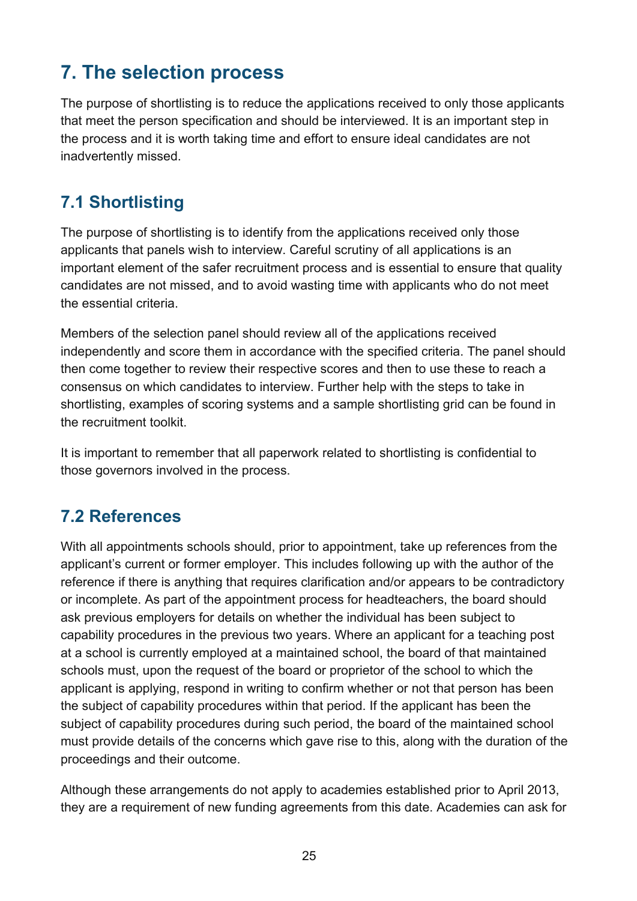## 7. The selection process

The purpose of shortlisting is to reduce the applications received to only those applicants that meet the person specification and should be interviewed. It is an important step in the process and it is worth taking time and effort to ensure ideal candidates are not inadvertently missed.

### 7.1 Shortlisting

The purpose of shortlisting is to identify from the applications received only those applicants that panels wish to interview. Careful scrutiny of all applications is an important element of the safer recruitment process and is essential to ensure that quality candidates are not missed, and to avoid wasting time with applicants who do not meet the essential criteria.

Members of the selection panel should review all of the applications received independently and score them in accordance with the specified criteria. The panel should then come together to review their respective scores and then to use these to reach a consensus on which candidates to interview. Further help with the steps to take in shortlisting, examples of scoring systems and a sample shortlisting grid can be found in the recruitment toolkit.

It is important to remember that all paperwork related to shortlisting is confidential to those governors involved in the process.

### 7.2 References

With all appointments schools should, prior to appointment, take up references from the applicant's current or former employer. This includes following up with the author of the reference if there is anything that requires clarification and/or appears to be contradictory or incomplete. As part of the appointment process for headteachers, the board should ask previous employers for details on whether the individual has been subject to capability procedures in the previous two years. Where an applicant for a teaching post at a school is currently employed at a maintained school, the board of that maintained schools must, upon the request of the board or proprietor of the school to which the applicant is applying, respond in writing to confirm whether or not that person has been the subject of capability procedures within that period. If the applicant has been the subject of capability procedures during such period, the board of the maintained school must provide details of the concerns which gave rise to this, along with the duration of the proceedings and their outcome.

Although these arrangements do not apply to academies established prior to April 2013, they are a requirement of new funding agreements from this date. Academies can ask for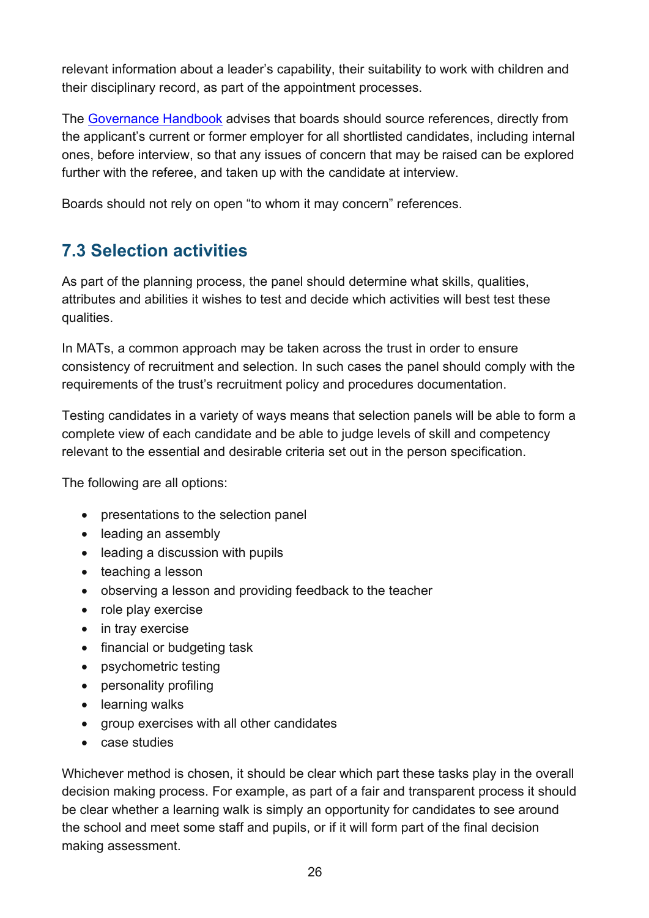relevant information about a leader's capability, their suitability to work with children and their disciplinary record, as part of the appointment processes.

The [Governance Handbook](Governance Handbook) advises that boards should source references, directly from the applicant's current or former employer for all shortlisted candidates, including internal ones, before interview, so that any issues of concern that may be raised can be explored further with the referee, and taken up with the candidate at interview.

Boards should not rely on open "to whom it may concern" references.

## 7.3 Selection activities

As part of the planning process, the panel should determine what skills, qualities, attributes and abilities it wishes to test and decide which activities will best test these qualities.

In MATs, a common approach may be taken across the trust in order to ensure consistency of recruitment and selection. In such cases the panel should comply with the requirements of the trust's recruitment policy and procedures documentation.

Testing candidates in a variety of ways means that selection panels will be able to form a complete view of each candidate and be able to judge levels of skill and competency relevant to the essential and desirable criteria set out in the person specification.

The following are all options:

- presentations to the selection panel
- leading an assembly
- leading a discussion with pupils
- teaching a lesson
- observing a lesson and providing feedback to the teacher
- role play exercise
- in tray exercise
- financial or budgeting task
- psychometric testing
- personality profiling
- learning walks
- group exercises with all other candidates
- case studies

Whichever method is chosen, it should be clear which part these tasks play in the overall decision making process. For example, as part of a fair and transparent process it should be clear whether a learning walk is simply an opportunity for candidates to see around the school and meet some staff and pupils, or if it will form part of the final decision making assessment.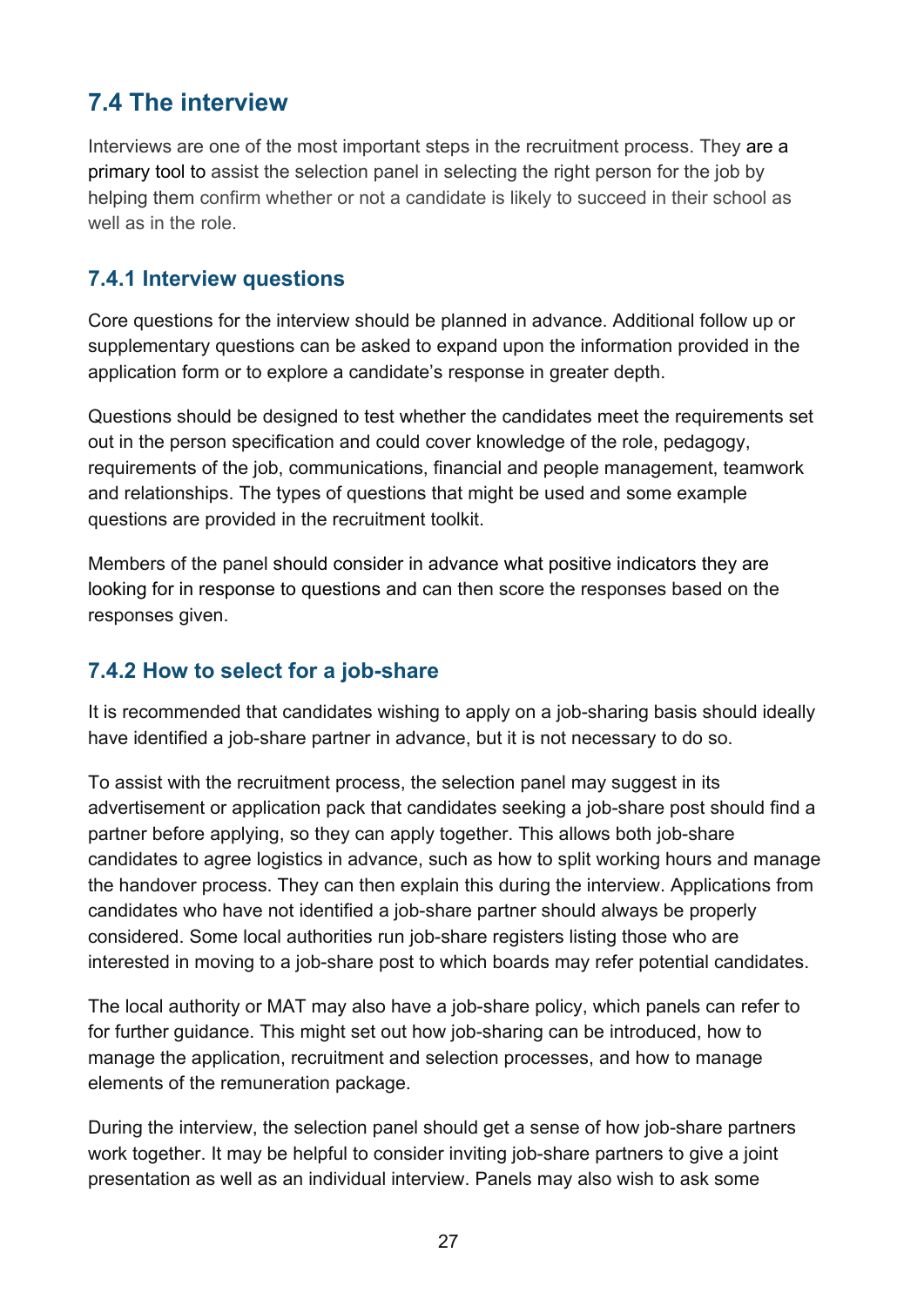## 7.4 The interview

Interviews are one of the most important steps in the recruitment process. They are a primary tool to assist the selection panel in selecting the right person for the job by helping them confirm whether or not a candidate is likely to succeed in their school as well as in the role.

### 7.4.1 Interview questions

Core questions for the interview should be planned in advance. Additional follow up or supplementary questions can be asked to expand upon the information provided in the application form or to explore a candidate's response in greater depth.

Questions should be designed to test whether the candidates meet the requirements set out in the person specification and could cover knowledge of the role, pedagogy, requirements of the job, communications, financial and people management, teamwork and relationships. The types of questions that might be used and some example questions are provided in the recruitment toolkit.

Members of the panel should consider in advance what positive indicators they are looking for in response to questions and can then score the responses based on the responses given.

### 7.4.2 How to select for a job-share

It is recommended that candidates wishing to apply on a job-sharing basis should ideally have identified a job-share partner in advance, but it is not necessary to do so.

To assist with the recruitment process, the selection panel may suggest in its advertisement or application pack that candidates seeking a job-share post should find a partner before applying, so they can apply together. This allows both job-share candidates to agree logistics in advance, such as how to split working hours and manage the handover process. They can then explain this during the interview. Applications from candidates who have not identified a job-share partner should always be properly considered. Some local authorities run job-share registers listing those who are interested in moving to a job-share post to which boards may refer potential candidates.

The local authority or MAT may also have a job-share policy, which panels can refer to for further guidance. This might set out how job-sharing can be introduced, how to manage the application, recruitment and selection processes, and how to manage elements of the remuneration package.

During the interview, the selection panel should get a sense of how job-share partners work together. It may be helpful to consider inviting job-share partners to give a joint presentation as well as an individual interview. Panels may also wish to ask some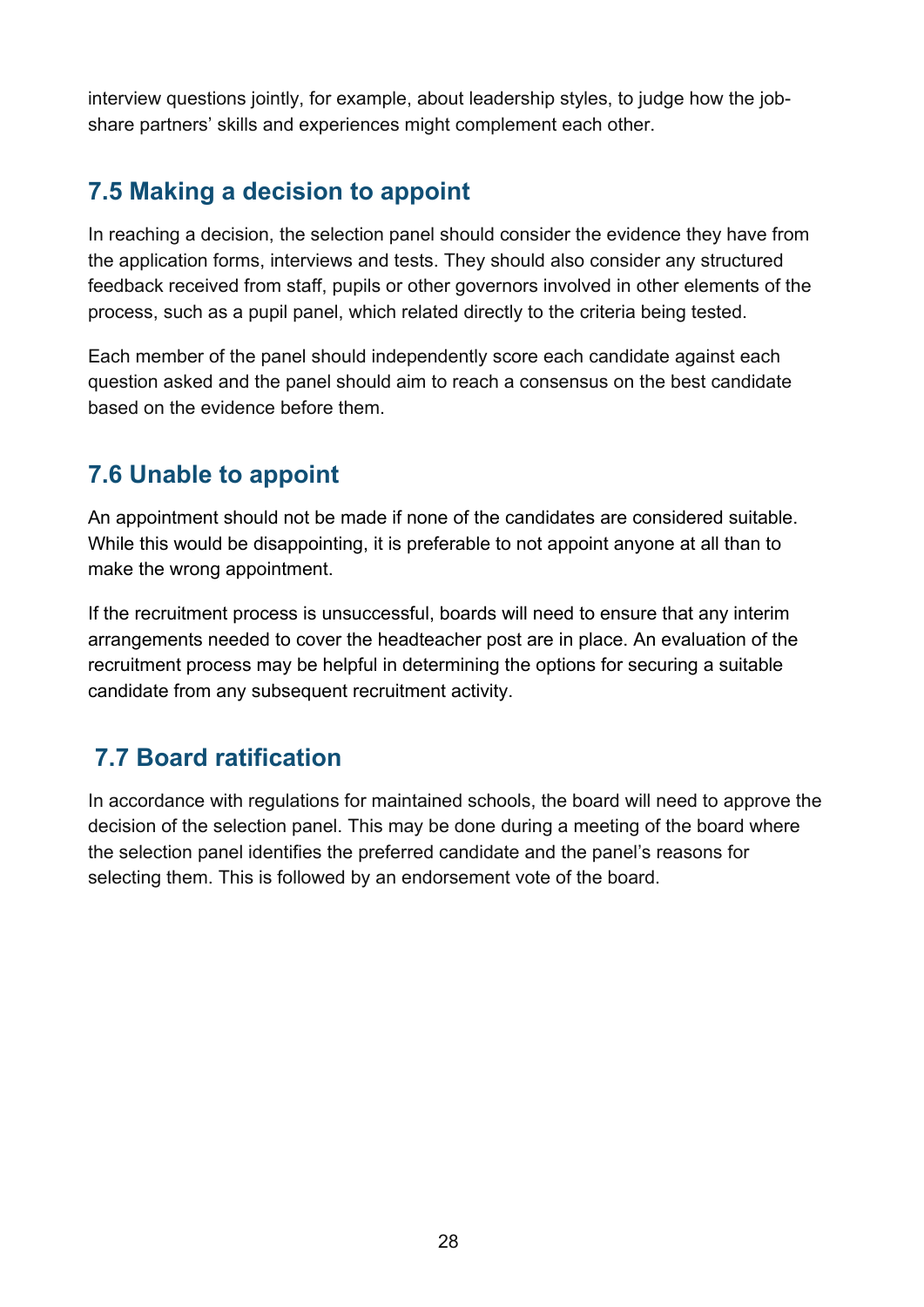interview questions jointly, for example, about leadership styles, to judge how the job-share partners' skills and experiences might complement each other.

## 7.5 Making a decision to appoint

In reaching a decision, the selection panel should consider the evidence they have from the application forms, interviews and tests. They should also consider any structured feedback received from staff, pupils or other governors involved in other elements of the process, such as a pupil panel, which related directly to the criteria being tested.

Each member of the panel should independently score each candidate against each question asked and the panel should aim to reach a consensus on the best candidate based on the evidence before them.

## 7.6 Unable to appoint

An appointment should not be made if none of the candidates are considered suitable. While this would be disappointing, it is preferable to not appoint anyone at all than to make the wrong appointment.

If the recruitment process is unsuccessful, boards will need to ensure that any interim arrangements needed to cover the headteacher post are in place. An evaluation of the recruitment process may be helpful in determining the options for securing a suitable candidate from any subsequent recruitment activity.

## 7.7 Board ratification

In accordance with regulations for maintained schools, the board will need to approve the decision of the selection panel. This may be done during a meeting of the board where the selection panel identifies the preferred candidate and the panel's reasons for selecting them. This is followed by an endorsement vote of the board.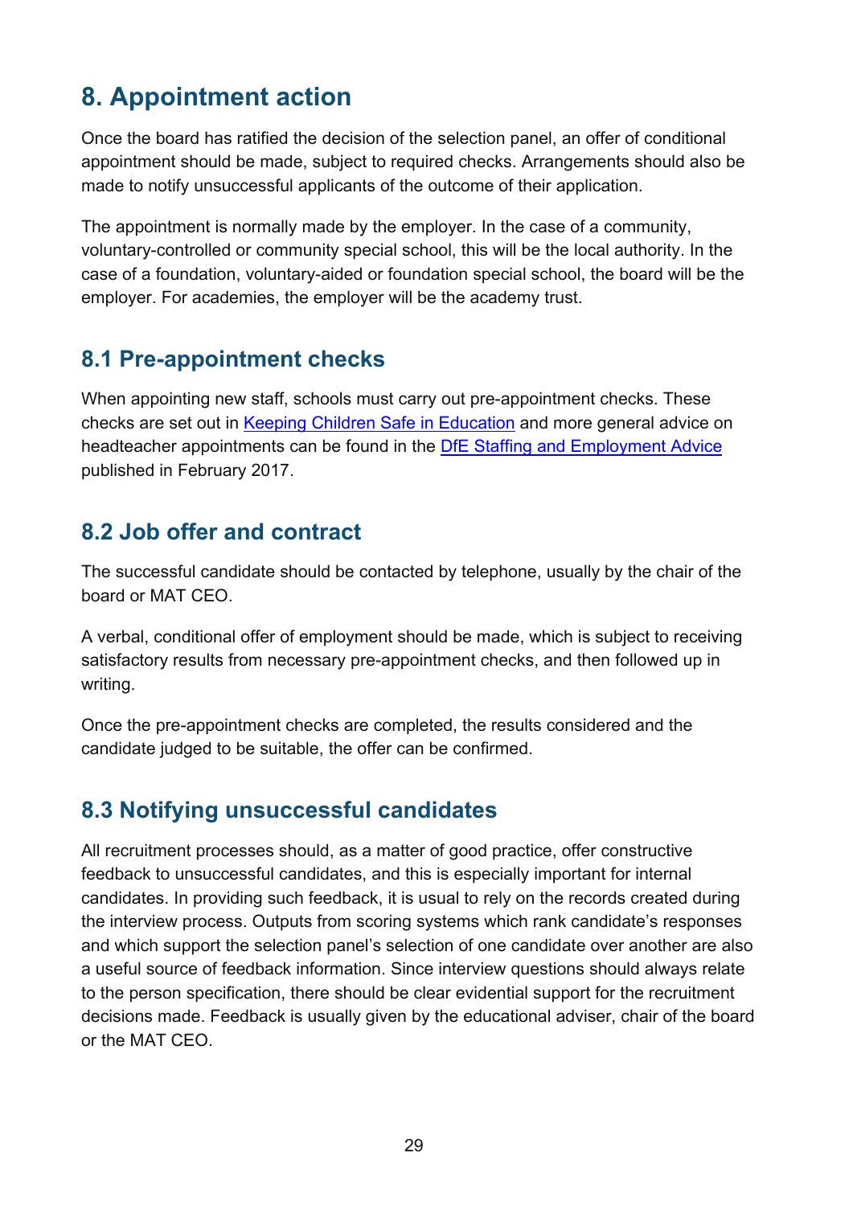# 8. Appointment action

Once the board has ratified the decision of the selection panel, an offer of conditional appointment should be made, subject to required checks. Arrangements should also be made to notify unsuccessful applicants of the outcome of their application.

The appointment is normally made by the employer. In the case of a community, voluntary-controlled or community special school, this will be the local authority. In the case of a foundation, voluntary-aided or foundation special school, the board will be the employer. For academies, the employer will be the academy trust.

## 8.1 Pre-appointment checks

When appointing new staff, schools must carry out pre-appointment checks. These checks are set out in Keeping Children Safe in Education and more general advice on headteacher appointments can be found in the DfE Staffing and Employment Advice published in February 2017.

## 8.2 Job offer and contract

The successful candidate should be contacted by telephone, usually by the chair of the board or MAT CEO.

A verbal, conditional offer of employment should be made, which is subject to receiving satisfactory results from necessary pre-appointment checks, and then followed up in writing.

Once the pre-appointment checks are completed, the results considered and the candidate judged to be suitable, the offer can be confirmed.

## 8.3 Notifying unsuccessful candidates

All recruitment processes should, as a matter of good practice, offer constructive feedback to unsuccessful candidates, and this is especially important for internal candidates. In providing such feedback, it is usual to rely on the records created during the interview process. Outputs from scoring systems which rank candidate's responses and which support the selection panel's selection of one candidate over another are also a useful source of feedback information. Since interview questions should always relate to the person specification, there should be clear evidential support for the recruitment decisions made. Feedback is usually given by the educational adviser, chair of the board or the MAT CEO.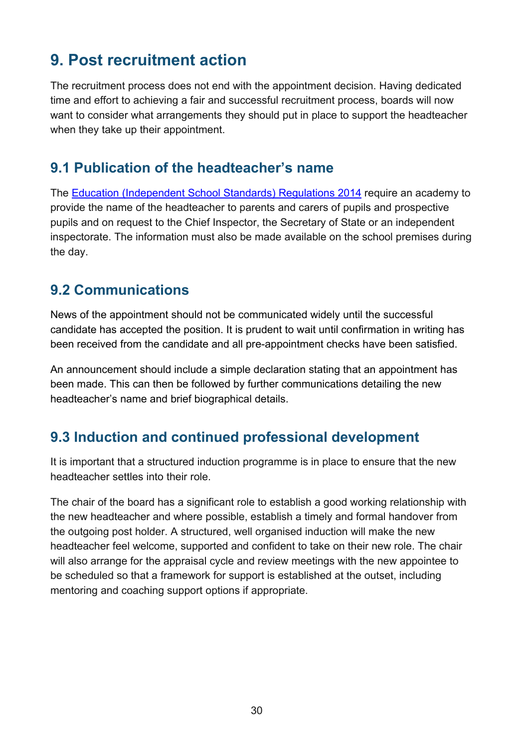# 9. Post recruitment action

The recruitment process does not end with the appointment decision. Having dedicated time and effort to achieving a fair and successful recruitment process, boards will now want to consider what arrangements they should put in place to support the headteacher when they take up their appointment.

## 9.1 Publication of the headteacher's name

The Education (Independent School Standards) Regulations 2014 require an academy to provide the name of the headteacher to parents and carers of pupils and prospective pupils and on request to the Chief Inspector, the Secretary of State or an independent inspectorate. The information must also be made available on the school premises during the day.

## 9.2 Communications

News of the appointment should not be communicated widely until the successful candidate has accepted the position. It is prudent to wait until confirmation in writing has been received from the candidate and all pre-appointment checks have been satisfied.

An announcement should include a simple declaration stating that an appointment has been made. This can then be followed by further communications detailing the new headteacher's name and brief biographical details.

## 9.3 Induction and continued professional development

It is important that a structured induction programme is in place to ensure that the new headteacher settles into their role.

The chair of the board has a significant role to establish a good working relationship with the new headteacher and where possible, establish a timely and formal handover from the outgoing post holder. A structured, well organised induction will make the new headteacher feel welcome, supported and confident to take on their new role. The chair will also arrange for the appraisal cycle and review meetings with the new appointee to be scheduled so that a framework for support is established at the outset, including mentoring and coaching support options if appropriate.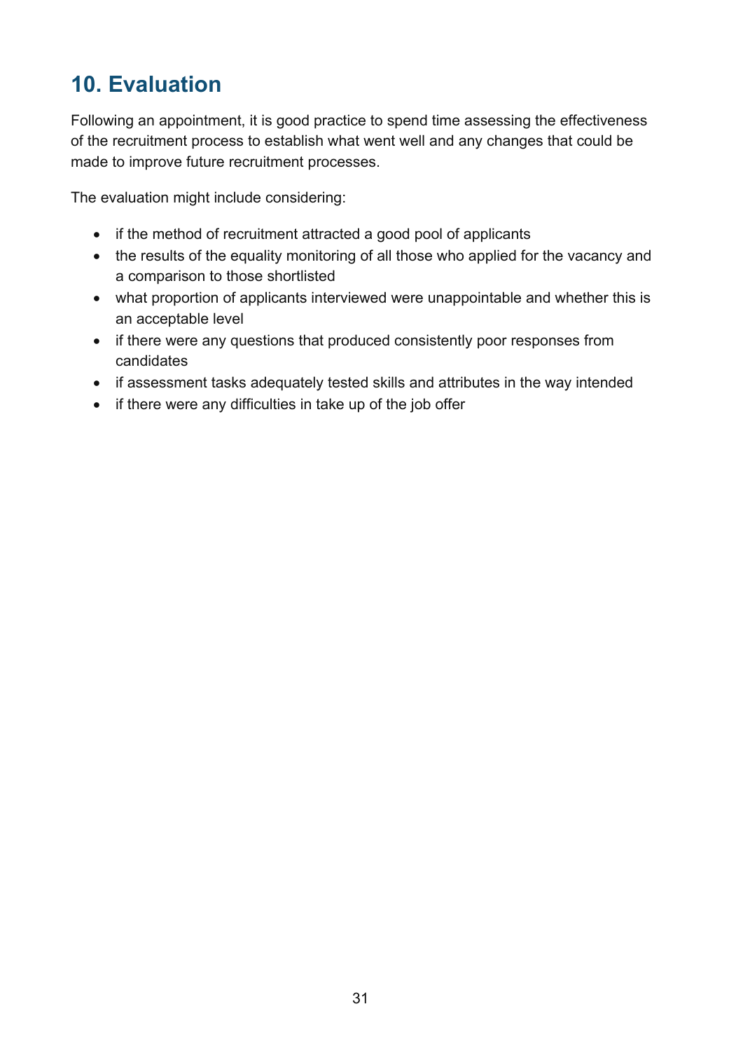## 10. Evaluation

Following an appointment, it is good practice to spend time assessing the effectiveness of the recruitment process to establish what went well and any changes that could be made to improve future recruitment processes.

The evaluation might include considering:

- if the method of recruitment attracted a good pool of applicants
- the results of the equality monitoring of all those who applied for the vacancy and a comparison to those shortlisted
- what proportion of applicants interviewed were unappointable and whether this is an acceptable level
- if there were any questions that produced consistently poor responses from candidates
- if assessment tasks adequately tested skills and attributes in the way intended
- if there were any difficulties in take up of the job offer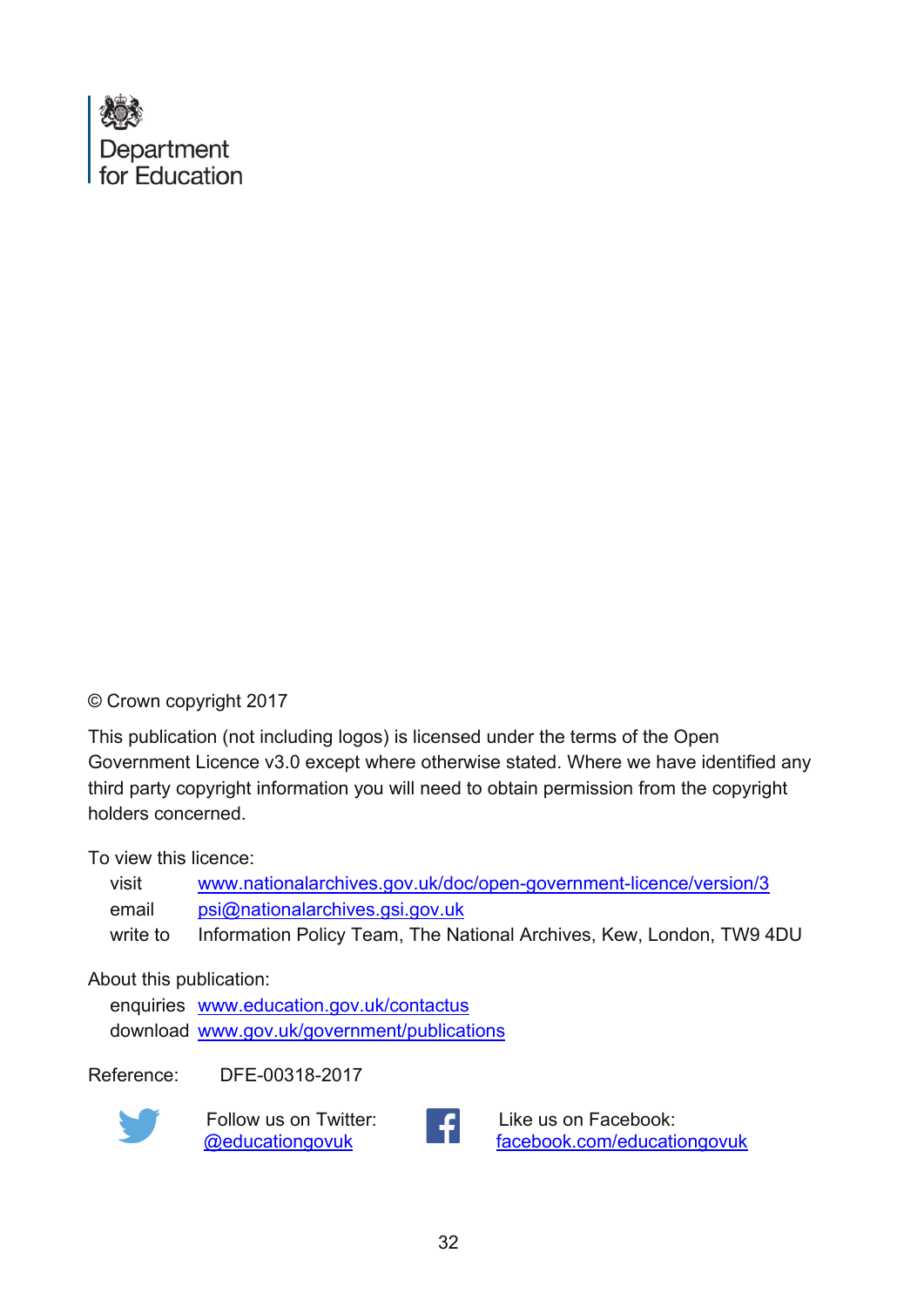Department for Education

© Crown copyright 2017

This publication (not including logos) is licensed under the terms of the Open Government Licence v3.0 except where otherwise stated. Where we have identified any third party copyright information you will need to obtain permission from the copyright holders concerned.

To view this licence:

visit www.nationalarchives.gov.uk/doc/open-government-licence/version/3
email psi@nationalarchives.gsi.gov.uk
write to Information Policy Team, The National Archives, Kew, London, TW9 4DU

About this publication:

enquiries www.education.gov.uk/contactus
download www.gov.uk/government/publications

Reference: DFE-00318-2017

Follow us on Twitter: @educationgovuk

Like us on Facebook: facebook.com/educationgovuk